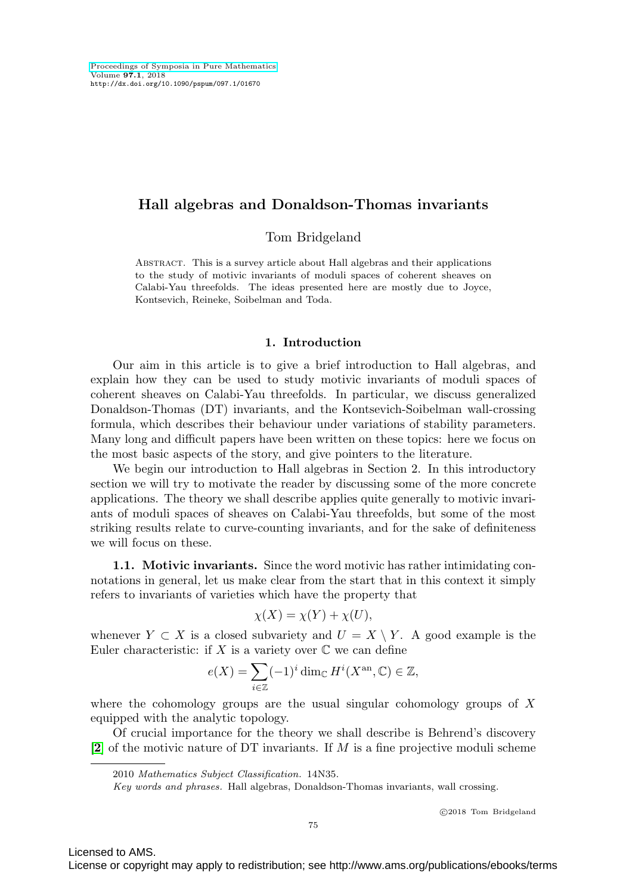# Hall algebras and Donaldson-Thomas invariants

Tom Bridgeland

Abstract. This is a survey article about Hall algebras and their applications to the study of motivic invariants of moduli spaces of coherent sheaves on Calabi-Yau threefolds. The ideas presented here are mostly due to Joyce, Kontsevich, Reineke, Soibelman and Toda.

## 1. Introduction

Our aim in this article is to give a brief introduction to Hall algebras, and explain how they can be used to study motivic invariants of moduli spaces of coherent sheaves on Calabi-Yau threefolds. In particular, we discuss generalized Donaldson-Thomas (DT) invariants, and the Kontsevich-Soibelman wall-crossing formula, which describes their behaviour under variations of stability parameters. Many long and difficult papers have been written on these topics: here we focus on the most basic aspects of the story, and give pointers to the literature.

We begin our introduction to Hall algebras in Section 2. In this introductory section we will try to motivate the reader by discussing some of the more concrete applications. The theory we shall describe applies quite generally to motivic invariants of moduli spaces of sheaves on Calabi-Yau threefolds, but some of the most striking results relate to curve-counting invariants, and for the sake of definiteness we will focus on these.

**1.1. Motivic invariants.** Since the word motivic has rather intimidating connotations in general, let us make clear from the start that in this context it simply refers to invariants of varieties which have the property that

$$\chi(X) = \chi(Y) + \chi(U),$$

whenever $Y \subset X$ is a closed subvariety and $U = X \setminus Y$. A good example is the Euler characteristic: if $X$ is a variety over $\mathbb{C}$ we can define

$$e(X) = \sum_{i \in \mathbb{Z}} (-1)^i \dim_{\mathbb{C}} H^i(X^{\mathrm{an}}, \mathbb{C}) \in \mathbb{Z},$$

where the cohomology groups are the usual singular cohomology groups of $X$ equipped with the analytic topology.

Of crucial importance for the theory we shall describe is Behrend's discovery [2] of the motivic nature of DT invariants. If $M$ is a fine projective moduli scheme

2010 *Mathematics Subject Classification.* 14N35.

*Key words and phrases.* Hall algebras, Donaldson-Thomas invariants, wall crossing.

©2018 Tom Bridgeland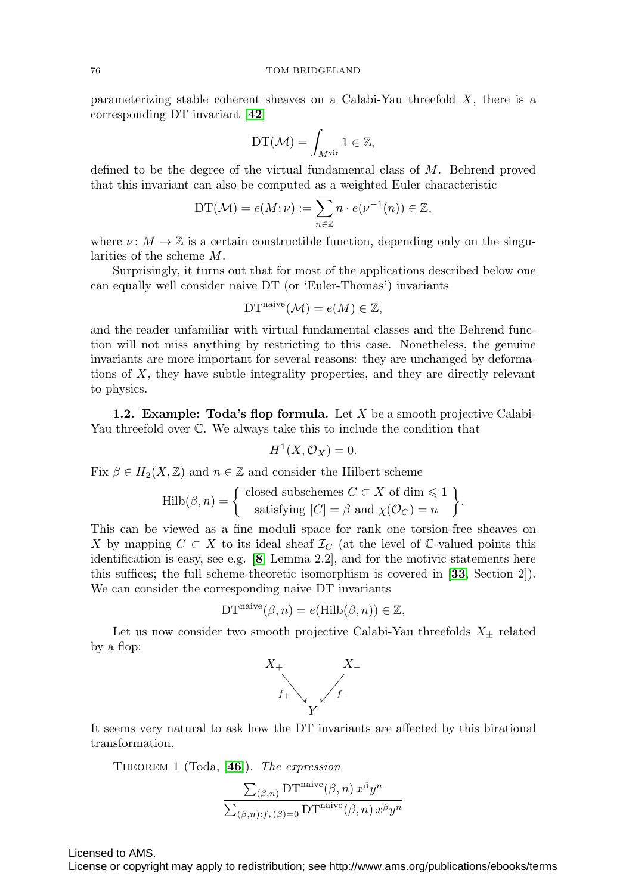parameterizing stable coherent sheaves on a Calabi-Yau threefold $X$, there is a corresponding DT invariant [42]

$$\mathrm{DT}(\mathcal{M}) = \int_{M^{\mathrm{vir}}} 1 \in \mathbb{Z},$$

defined to be the degree of the virtual fundamental class of $M$. Behrend proved that this invariant can also be computed as a weighted Euler characteristic

$$\mathrm{DT}(\mathcal{M}) = e(M;\nu) := \sum_{n\in\mathbb{Z}} n \cdot e(\nu^{-1}(n)) \in \mathbb{Z},$$

where $\nu\colon M \to \mathbb{Z}$ is a certain constructible function, depending only on the singularities of the scheme $M$.

Surprisingly, it turns out that for most of the applications described below one can equally well consider naive DT (or 'Euler-Thomas') invariants

$$\mathrm{DT}^{\mathrm{naive}}(\mathcal{M}) = e(M) \in \mathbb{Z},$$

and the reader unfamiliar with virtual fundamental classes and the Behrend function will not miss anything by restricting to this case. Nonetheless, the genuine invariants are more important for several reasons: they are unchanged by deformations of $X$, they have subtle integrality properties, and they are directly relevant to physics.

**1.2. Example: Toda's flop formula.** Let $X$ be a smooth projective Calabi-Yau threefold over $\mathbb{C}$. We always take this to include the condition that

$$H^1(X, \mathcal{O}_X) = 0.$$

Fix $\beta \in H_2(X, \mathbb{Z})$ and $n \in \mathbb{Z}$ and consider the Hilbert scheme

$$\mathrm{Hilb}(\beta, n) = \left\{ \begin{array}{c} \text{closed subschemes } C \subset X \text{ of dim} \leqslant 1 \\ \text{satisfying } [C] = \beta \text{ and } \chi(\mathcal{O}_C) = n \end{array} \right\}.$$

This can be viewed as a fine moduli space for rank one torsion-free sheaves on $X$ by mapping $C \subset X$ to its ideal sheaf $\mathcal{I}_C$ (at the level of $\mathbb{C}$-valued points this identification is easy, see e.g. [8, Lemma 2.2], and for the motivic statements here this suffices; the full scheme-theoretic isomorphism is covered in [33, Section 2]). We can consider the corresponding naive DT invariants

$$\mathrm{DT}^{\mathrm{naive}}(\beta, n) = e(\mathrm{Hilb}(\beta, n)) \in \mathbb{Z},$$

Let us now consider two smooth projective Calabi-Yau threefolds $X_\pm$ related by a flop:

$$\begin{array}{ccc} X_+ & & X_- \\ & {\scriptstyle f_+}\searrow \quad \swarrow{\scriptstyle f_-} & \\ & Y & \end{array}$$

It seems very natural to ask how the DT invariants are affected by this birational transformation.

THEOREM 1 (Toda, [46]). *The expression*

$$\frac{\sum_{(\beta,n)} \mathrm{DT}^{\mathrm{naive}}(\beta, n)\, x^\beta y^n}{\sum_{(\beta,n): f_*(\beta)=0} \mathrm{DT}^{\mathrm{naive}}(\beta, n)\, x^\beta y^n}$$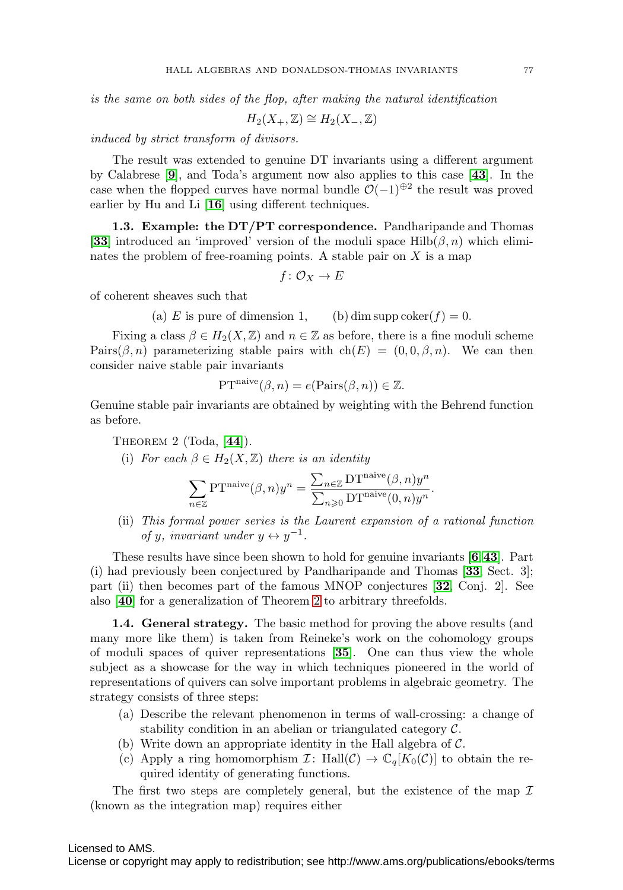*is the same on both sides of the flop, after making the natural identification*

$$H_2(X_+, \mathbb{Z}) \cong H_2(X_-, \mathbb{Z})$$

*induced by strict transform of divisors.*

The result was extended to genuine DT invariants using a different argument by Calabrese [**9**], and Toda's argument now also applies to this case [**43**]. In the case when the flopped curves have normal bundle $\mathcal{O}(-1)^{\oplus 2}$ the result was proved earlier by Hu and Li [**16**] using different techniques.

**1.3. Example: the DT/PT correspondence.** Pandharipande and Thomas [**33**] introduced an 'improved' version of the moduli space $\text{Hilb}(\beta, n)$ which eliminates the problem of free-roaming points. A stable pair on $X$ is a map

$$f \colon \mathcal{O}_X \to E$$

of coherent sheaves such that

(a) $E$ is pure of dimension 1, (b) $\dim \operatorname{supp} \operatorname{coker}(f) = 0$.

Fixing a class $\beta \in H_2(X, \mathbb{Z})$ and $n \in \mathbb{Z}$ as before, there is a fine moduli scheme $\text{Pairs}(\beta, n)$ parameterizing stable pairs with $\text{ch}(E) = (0, 0, \beta, n)$. We can then consider naive stable pair invariants

$$\text{PT}^{\text{naive}}(\beta, n) = e(\text{Pairs}(\beta, n)) \in \mathbb{Z}.$$

Genuine stable pair invariants are obtained by weighting with the Behrend function as before.

Theorem 2 (Toda, [**44**]).

(i) *For each $\beta \in H_2(X, \mathbb{Z})$ there is an identity*

$$\sum_{n \in \mathbb{Z}} \text{PT}^{\text{naive}}(\beta, n) y^n = \frac{\sum_{n \in \mathbb{Z}} \text{DT}^{\text{naive}}(\beta, n) y^n}{\sum_{n \geqslant 0} \text{DT}^{\text{naive}}(0, n) y^n}.$$

(ii) *This formal power series is the Laurent expansion of a rational function of $y$, invariant under $y \leftrightarrow y^{-1}$.*

These results have since been shown to hold for genuine invariants [**6**, **43**]. Part (i) had previously been conjectured by Pandharipande and Thomas [**33**, Sect. 3]; part (ii) then becomes part of the famous MNOP conjectures [**32**, Conj. 2]. See also [**40**] for a generalization of Theorem 2 to arbitrary threefolds.

**1.4. General strategy.** The basic method for proving the above results (and many more like them) is taken from Reineke's work on the cohomology groups of moduli spaces of quiver representations [**35**]. One can thus view the whole subject as a showcase for the way in which techniques pioneered in the world of representations of quivers can solve important problems in algebraic geometry. The strategy consists of three steps:

(a) Describe the relevant phenomenon in terms of wall-crossing: a change of stability condition in an abelian or triangulated category $\mathcal{C}$.
(b) Write down an appropriate identity in the Hall algebra of $\mathcal{C}$.
(c) Apply a ring homomorphism $\mathcal{I} \colon \text{Hall}(\mathcal{C}) \to \mathbb{C}_q[K_0(\mathcal{C})]$ to obtain the required identity of generating functions.

The first two steps are completely general, but the existence of the map $\mathcal{I}$ (known as the integration map) requires either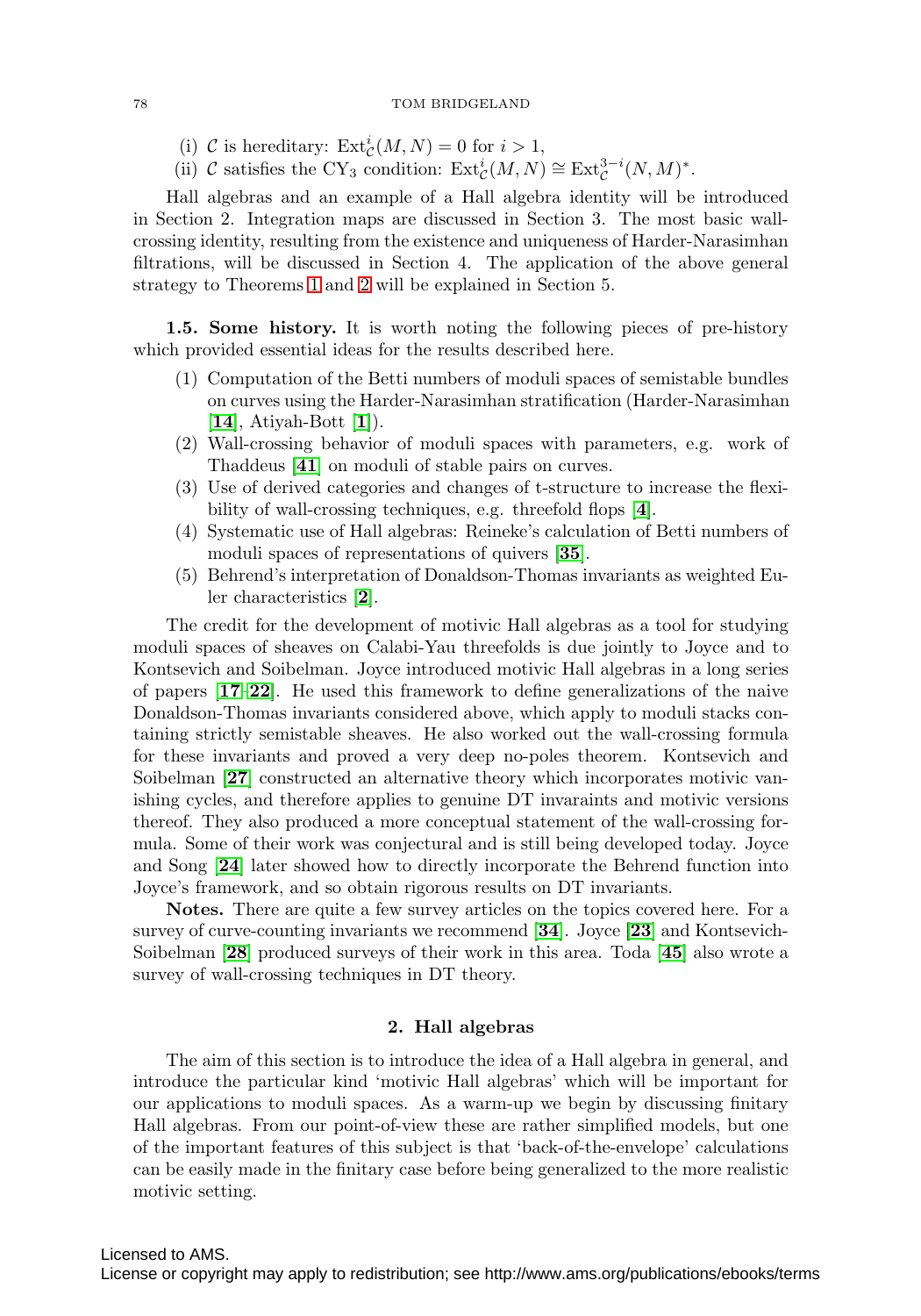(i) $\mathcal{C}$ is hereditary: $\operatorname{Ext}^i_{\mathcal{C}}(M,N)=0$ for $i>1$,

(ii) $\mathcal{C}$ satisfies the $\mathrm{CY}_3$ condition: $\operatorname{Ext}^i_{\mathcal{C}}(M,N)\cong \operatorname{Ext}^{3-i}_{\mathcal{C}}(N,M)^*$.

Hall algebras and an example of a Hall algebra identity will be introduced in Section 2. Integration maps are discussed in Section 3. The most basic wall-crossing identity, resulting from the existence and uniqueness of Harder-Narasimhan filtrations, will be discussed in Section 4. The application of the above general strategy to Theorems 1 and 2 will be explained in Section 5.

**1.5. Some history.** It is worth noting the following pieces of pre-history which provided essential ideas for the results described here.

1. Computation of the Betti numbers of moduli spaces of semistable bundles on curves using the Harder-Narasimhan stratification (Harder-Narasimhan [**14**], Atiyah-Bott [**1**]).
2. Wall-crossing behavior of moduli spaces with parameters, e.g. work of Thaddeus [**41**] on moduli of stable pairs on curves.
3. Use of derived categories and changes of t-structure to increase the flexibility of wall-crossing techniques, e.g. threefold flops [**4**].
4. Systematic use of Hall algebras: Reineke's calculation of Betti numbers of moduli spaces of representations of quivers [**35**].
5. Behrend's interpretation of Donaldson-Thomas invariants as weighted Euler characteristics [**2**].

The credit for the development of motivic Hall algebras as a tool for studying moduli spaces of sheaves on Calabi-Yau threefolds is due jointly to Joyce and to Kontsevich and Soibelman. Joyce introduced motivic Hall algebras in a long series of papers [**17**–**22**]. He used this framework to define generalizations of the naive Donaldson-Thomas invariants considered above, which apply to moduli stacks containing strictly semistable sheaves. He also worked out the wall-crossing formula for these invariants and proved a very deep no-poles theorem. Kontsevich and Soibelman [**27**] constructed an alternative theory which incorporates motivic vanishing cycles, and therefore applies to genuine DT invaraints and motivic versions thereof. They also produced a more conceptual statement of the wall-crossing formula. Some of their work was conjectural and is still being developed today. Joyce and Song [**24**] later showed how to directly incorporate the Behrend function into Joyce's framework, and so obtain rigorous results on DT invariants.

**Notes.** There are quite a few survey articles on the topics covered here. For a survey of curve-counting invariants we recommend [**34**]. Joyce [**23**] and Kontsevich-Soibelman [**28**] produced surveys of their work in this area. Toda [**45**] also wrote a survey of wall-crossing techniques in DT theory.

## 2. Hall algebras

The aim of this section is to introduce the idea of a Hall algebra in general, and introduce the particular kind 'motivic Hall algebras' which will be important for our applications to moduli spaces. As a warm-up we begin by discussing finitary Hall algebras. From our point-of-view these are rather simplified models, but one of the important features of this subject is that 'back-of-the-envelope' calculations can be easily made in the finitary case before being generalized to the more realistic motivic setting.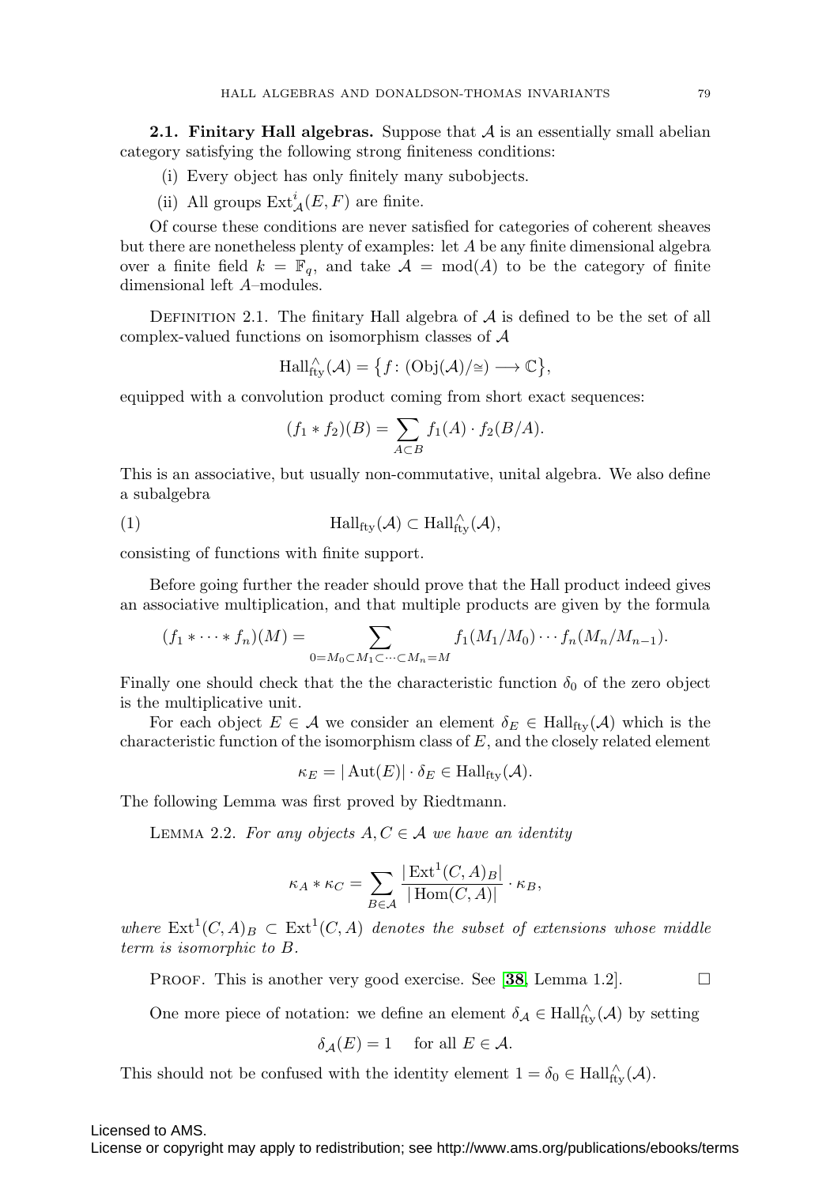**2.1. Finitary Hall algebras.** Suppose that $\mathcal{A}$ is an essentially small abelian category satisfying the following strong finiteness conditions:

(i) Every object has only finitely many subobjects.

(ii) All groups $\operatorname{Ext}^i_{\mathcal{A}}(E,F)$ are finite.

Of course these conditions are never satisfied for categories of coherent sheaves but there are nonetheless plenty of examples: let $A$ be any finite dimensional algebra over a finite field $k = \mathbb{F}_q$, and take $\mathcal{A} = \operatorname{mod}(A)$ to be the category of finite dimensional left $A$–modules.

Definition 2.1. The finitary Hall algebra of $\mathcal{A}$ is defined to be the set of all complex-valued functions on isomorphism classes of $\mathcal{A}$

$$\operatorname{Hall}^{\wedge}_{\text{fty}}(\mathcal{A}) = \big\{ f \colon (\operatorname{Obj}(\mathcal{A})/\cong) \longrightarrow \mathbb{C} \big\},$$

equipped with a convolution product coming from short exact sequences:

$$(f_1 * f_2)(B) = \sum_{A \subset B} f_1(A) \cdot f_2(B/A).$$

This is an associative, but usually non-commutative, unital algebra. We also define a subalgebra

$$\operatorname{Hall}_{\text{fty}}(\mathcal{A}) \subset \operatorname{Hall}^{\wedge}_{\text{fty}}(\mathcal{A}), \tag{1}$$

consisting of functions with finite support.

Before going further the reader should prove that the Hall product indeed gives an associative multiplication, and that multiple products are given by the formula

$$(f_1 * \cdots * f_n)(M) = \sum_{0 = M_0 \subset M_1 \subset \cdots \subset M_n = M} f_1(M_1/M_0) \cdots f_n(M_n/M_{n-1}).$$

Finally one should check that the the characteristic function $\delta_0$ of the zero object is the multiplicative unit.

For each object $E \in \mathcal{A}$ we consider an element $\delta_E \in \operatorname{Hall}_{\text{fty}}(\mathcal{A})$ which is the characteristic function of the isomorphism class of $E$, and the closely related element

$$\kappa_E = |\operatorname{Aut}(E)| \cdot \delta_E \in \operatorname{Hall}_{\text{fty}}(\mathcal{A}).$$

The following Lemma was first proved by Riedtmann.

Lemma 2.2. *For any objects $A, C \in \mathcal{A}$ we have an identity*

$$\kappa_A * \kappa_C = \sum_{B \in \mathcal{A}} \frac{|\operatorname{Ext}^1(C,A)_B|}{|\operatorname{Hom}(C,A)|} \cdot \kappa_B,$$

*where $\operatorname{Ext}^1(C,A)_B \subset \operatorname{Ext}^1(C,A)$ denotes the subset of extensions whose middle term is isomorphic to $B$.*

Proof. This is another very good exercise. See [**38**, Lemma 1.2]. $\square$

One more piece of notation: we define an element $\delta_{\mathcal{A}} \in \operatorname{Hall}^{\wedge}_{\text{fty}}(\mathcal{A})$ by setting

$$\delta_{\mathcal{A}}(E) = 1 \quad \text{for all } E \in \mathcal{A}.$$

This should not be confused with the identity element $1 = \delta_0 \in \operatorname{Hall}^{\wedge}_{\text{fty}}(\mathcal{A})$.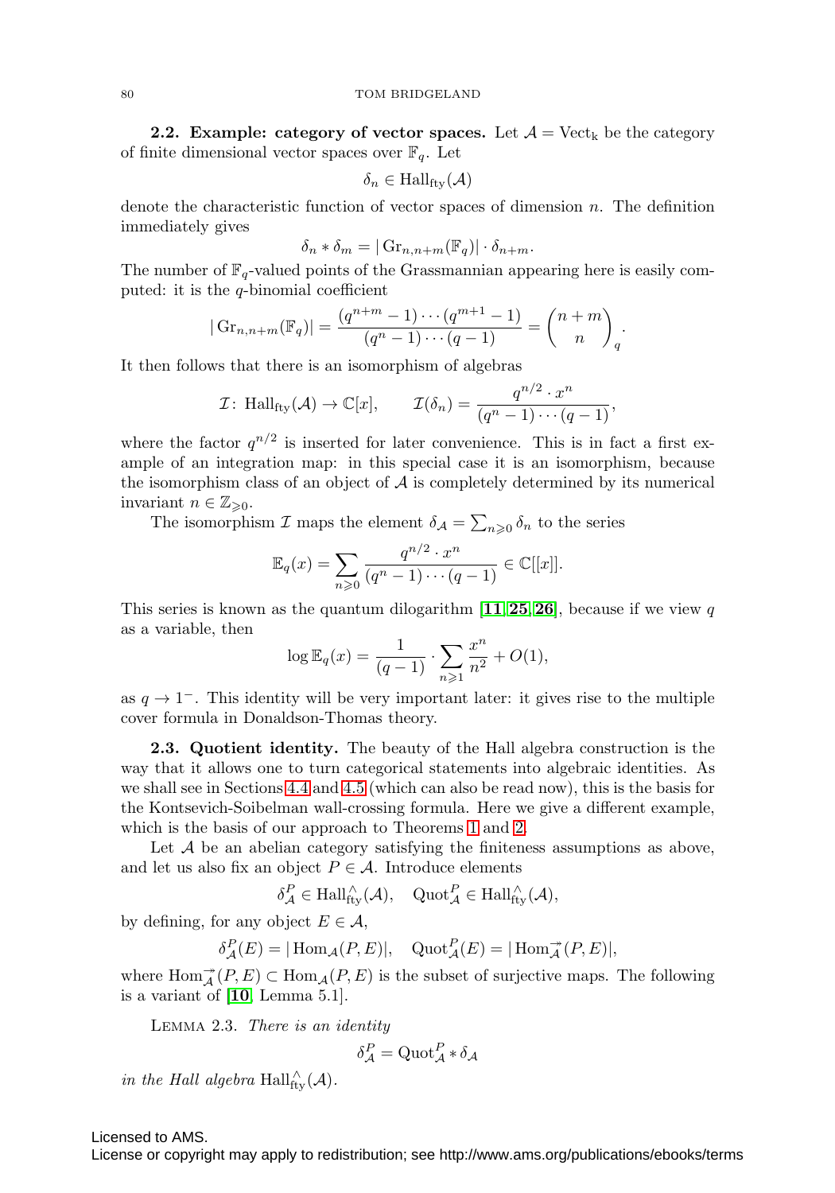**2.2. Example: category of vector spaces.** Let $\mathcal{A} = \mathrm{Vect}_{\mathrm{k}}$ be the category of finite dimensional vector spaces over $\mathbb{F}_q$. Let

$$\delta_n \in \mathrm{Hall}_{\mathrm{fty}}(\mathcal{A})$$

denote the characteristic function of vector spaces of dimension $n$. The definition immediately gives

$$\delta_n * \delta_m = |\operatorname{Gr}_{n,n+m}(\mathbb{F}_q)| \cdot \delta_{n+m}.$$

The number of $\mathbb{F}_q$-valued points of the Grassmannian appearing here is easily computed: it is the $q$-binomial coefficient

$$|\operatorname{Gr}_{n,n+m}(\mathbb{F}_q)| = \frac{(q^{n+m}-1)\cdots(q^{m+1}-1)}{(q^n-1)\cdots(q-1)} = \binom{n+m}{n}_q.$$

It then follows that there is an isomorphism of algebras

$$\mathcal{I}\colon \mathrm{Hall}_{\mathrm{fty}}(\mathcal{A}) \to \mathbb{C}[x], \qquad \mathcal{I}(\delta_n) = \frac{q^{n/2}\cdot x^n}{(q^n-1)\cdots(q-1)},$$

where the factor $q^{n/2}$ is inserted for later convenience. This is in fact a first example of an integration map: in this special case it is an isomorphism, because the isomorphism class of an object of $\mathcal{A}$ is completely determined by its numerical invariant $n \in \mathbb{Z}_{\geqslant 0}$.

The isomorphism $\mathcal{I}$ maps the element $\delta_{\mathcal{A}} = \sum_{n\geqslant 0} \delta_n$ to the series

$$\mathbb{E}_q(x) = \sum_{n\geqslant 0} \frac{q^{n/2}\cdot x^n}{(q^n-1)\cdots(q-1)} \in \mathbb{C}[[x]].$$

This series is known as the quantum dilogarithm [**11**, **25**, **26**], because if we view $q$ as a variable, then

$$\log \mathbb{E}_q(x) = \frac{1}{(q-1)} \cdot \sum_{n\geqslant 1} \frac{x^n}{n^2} + O(1),$$

as $q \to 1^-$. This identity will be very important later: it gives rise to the multiple cover formula in Donaldson-Thomas theory.

**2.3. Quotient identity.** The beauty of the Hall algebra construction is the way that it allows one to turn categorical statements into algebraic identities. As we shall see in Sections 4.4 and 4.5 (which can also be read now), this is the basis for the Kontsevich-Soibelman wall-crossing formula. Here we give a different example, which is the basis of our approach to Theorems 1 and 2.

Let $\mathcal{A}$ be an abelian category satisfying the finiteness assumptions as above, and let us also fix an object $P \in \mathcal{A}$. Introduce elements

$$\delta^P_{\mathcal{A}} \in \mathrm{Hall}^{\wedge}_{\mathrm{fty}}(\mathcal{A}), \quad \mathrm{Quot}^P_{\mathcal{A}} \in \mathrm{Hall}^{\wedge}_{\mathrm{fty}}(\mathcal{A}),$$

by defining, for any object $E \in \mathcal{A}$,

$$\delta^P_{\mathcal{A}}(E) = |\operatorname{Hom}_{\mathcal{A}}(P,E)|, \quad \mathrm{Quot}^P_{\mathcal{A}}(E) = |\operatorname{Hom}^{\twoheadrightarrow}_{\mathcal{A}}(P,E)|,$$

where $\operatorname{Hom}^{\twoheadrightarrow}_{\mathcal{A}}(P,E) \subset \operatorname{Hom}_{\mathcal{A}}(P,E)$ is the subset of surjective maps. The following is a variant of [**10**, Lemma 5.1].

Lemma 2.3. *There is an identity*

$$\delta^P_{\mathcal{A}} = \mathrm{Quot}^P_{\mathcal{A}} * \delta_{\mathcal{A}}$$

*in the Hall algebra* $\mathrm{Hall}^{\wedge}_{\mathrm{fty}}(\mathcal{A})$.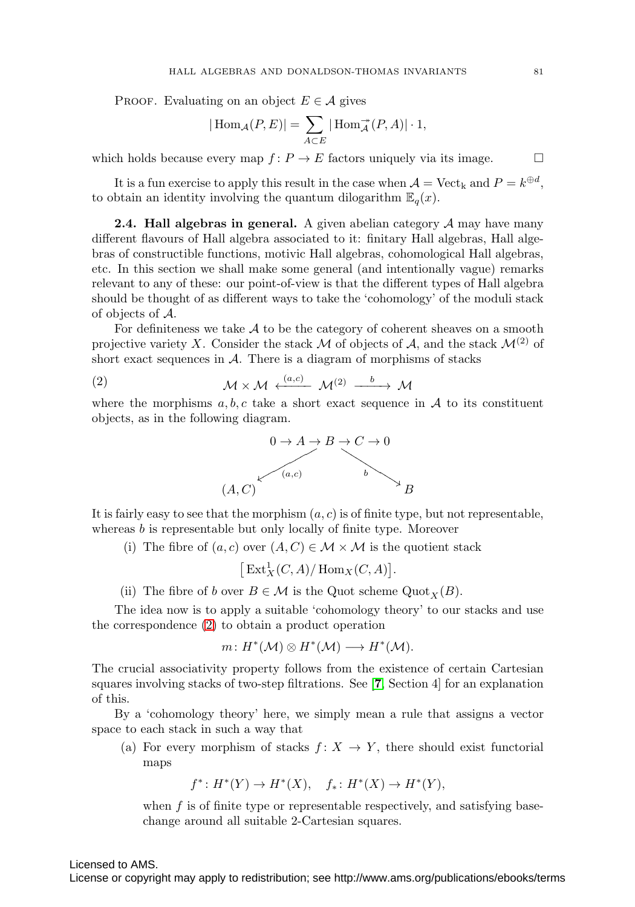PROOF. Evaluating on an object $E \in \mathcal{A}$ gives

$$|\operatorname{Hom}_{\mathcal{A}}(P, E)| = \sum_{A \subset E} |\operatorname{Hom}^{\twoheadrightarrow}_{\mathcal{A}}(P, A)| \cdot 1,$$

which holds because every map $f\colon P \to E$ factors uniquely via its image. $\square$

It is a fun exercise to apply this result in the case when $\mathcal{A} = \mathrm{Vect}_{\mathrm{k}}$ and $P = k^{\oplus d}$, to obtain an identity involving the quantum dilogarithm $\mathbb{E}_q(x)$.

**2.4. Hall algebras in general.** A given abelian category $\mathcal{A}$ may have many different flavours of Hall algebra associated to it: finitary Hall algebras, Hall algebras of constructible functions, motivic Hall algebras, cohomological Hall algebras, etc. In this section we shall make some general (and intentionally vague) remarks relevant to any of these: our point-of-view is that the different types of Hall algebra should be thought of as different ways to take the 'cohomology' of the moduli stack of objects of $\mathcal{A}$.

For definiteness we take $\mathcal{A}$ to be the category of coherent sheaves on a smooth projective variety $X$. Consider the stack $\mathcal{M}$ of objects of $\mathcal{A}$, and the stack $\mathcal{M}^{(2)}$ of short exact sequences in $\mathcal{A}$. There is a diagram of morphisms of stacks

$$\mathcal{M} \times \mathcal{M} \xleftarrow{(a,c)} \mathcal{M}^{(2)} \xrightarrow{\ b\ } \mathcal{M} \tag{2}$$

where the morphisms $a, b, c$ take a short exact sequence in $\mathcal{A}$ to its constituent objects, as in the following diagram.

$$\begin{array}{ccc} & 0 \to A \to B \to C \to 0 & \\ \swarrow^{(a,c)} & & \searrow^{b} \\ (A, C) & & B \end{array}$$

It is fairly easy to see that the morphism $(a, c)$ is of finite type, but not representable, whereas $b$ is representable but only locally of finite type. Moreover

(i) The fibre of $(a, c)$ over $(A, C) \in \mathcal{M} \times \mathcal{M}$ is the quotient stack

$$\big[\operatorname{Ext}^1_X(C, A)/\operatorname{Hom}_X(C, A)\big].$$

(ii) The fibre of $b$ over $B \in \mathcal{M}$ is the Quot scheme $\operatorname{Quot}_X(B)$.

The idea now is to apply a suitable 'cohomology theory' to our stacks and use the correspondence (2) to obtain a product operation

$$m\colon H^*(\mathcal{M}) \otimes H^*(\mathcal{M}) \longrightarrow H^*(\mathcal{M}).$$

The crucial associativity property follows from the existence of certain Cartesian squares involving stacks of two-step filtrations. See [7, Section 4] for an explanation of this.

By a 'cohomology theory' here, we simply mean a rule that assigns a vector space to each stack in such a way that

(a) For every morphism of stacks $f\colon X \to Y$, there should exist functorial maps

$$f^*\colon H^*(Y) \to H^*(X), \quad f_*\colon H^*(X) \to H^*(Y),$$

when $f$ is of finite type or representable respectively, and satisfying base-change around all suitable 2-Cartesian squares.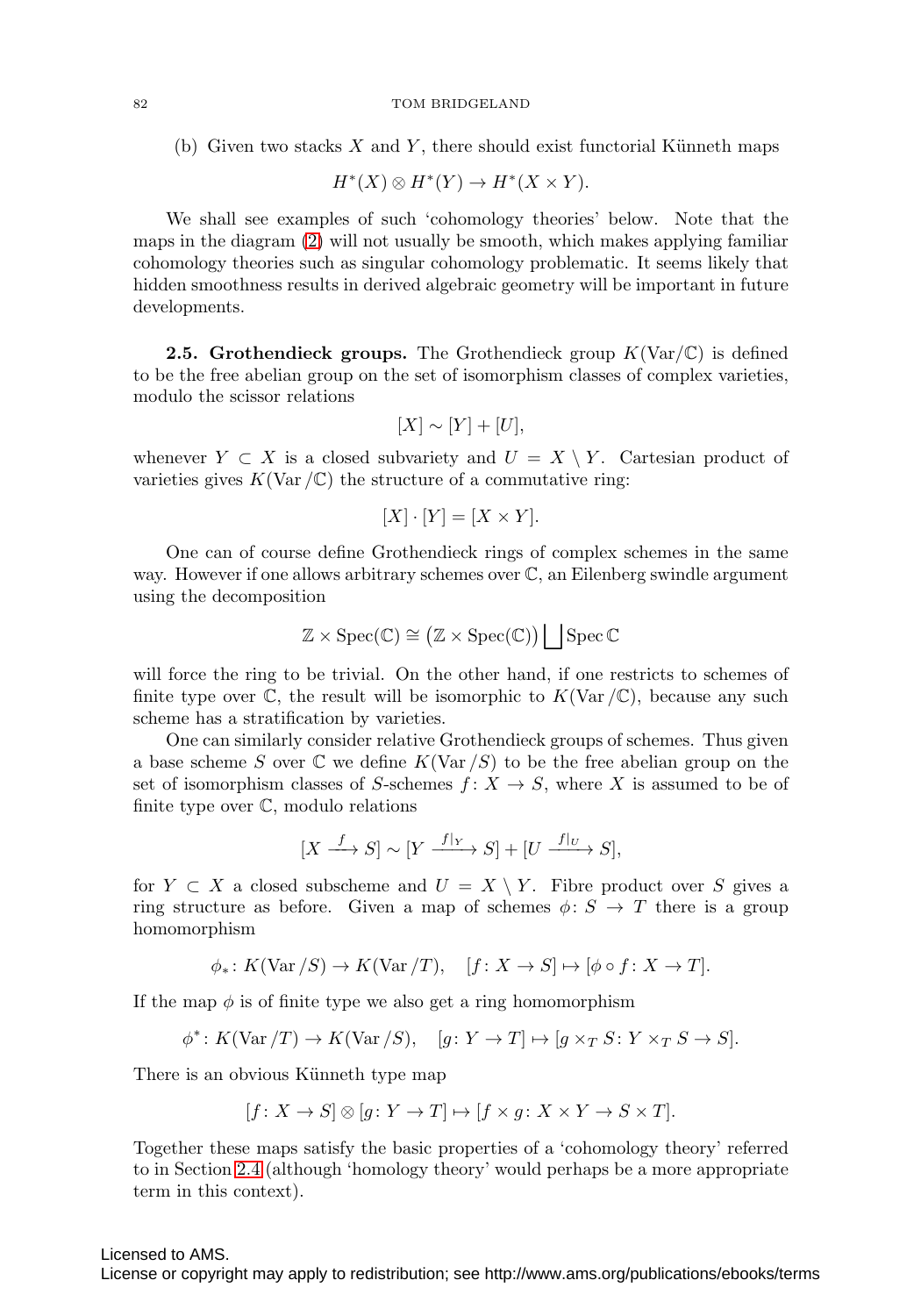(b) Given two stacks $X$ and $Y$, there should exist functorial Künneth maps

$$H^*(X) \otimes H^*(Y) \to H^*(X \times Y).$$

We shall see examples of such 'cohomology theories' below. Note that the maps in the diagram (2) will not usually be smooth, which makes applying familiar cohomology theories such as singular cohomology problematic. It seems likely that hidden smoothness results in derived algebraic geometry will be important in future developments.

**2.5. Grothendieck groups.** The Grothendieck group $K(\mathrm{Var}/\mathbb{C})$ is defined to be the free abelian group on the set of isomorphism classes of complex varieties, modulo the scissor relations

$$[X] \sim [Y] + [U],$$

whenever $Y \subset X$ is a closed subvariety and $U = X \setminus Y$. Cartesian product of varieties gives $K(\mathrm{Var}/\mathbb{C})$ the structure of a commutative ring:

$$[X] \cdot [Y] = [X \times Y].$$

One can of course define Grothendieck rings of complex schemes in the same way. However if one allows arbitrary schemes over $\mathbb{C}$, an Eilenberg swindle argument using the decomposition

$$\mathbb{Z} \times \mathrm{Spec}(\mathbb{C}) \cong \big(\mathbb{Z} \times \mathrm{Spec}(\mathbb{C})\big) \bigsqcup \mathrm{Spec}\,\mathbb{C}$$

will force the ring to be trivial. On the other hand, if one restricts to schemes of finite type over $\mathbb{C}$, the result will be isomorphic to $K(\mathrm{Var}/\mathbb{C})$, because any such scheme has a stratification by varieties.

One can similarly consider relative Grothendieck groups of schemes. Thus given a base scheme $S$ over $\mathbb{C}$ we define $K(\mathrm{Var}/S)$ to be the free abelian group on the set of isomorphism classes of $S$-schemes $f\colon X \to S$, where $X$ is assumed to be of finite type over $\mathbb{C}$, modulo relations

$$[X \xrightarrow{\ f\ } S] \sim [Y \xrightarrow{\ f|_Y\ } S] + [U \xrightarrow{\ f|_U\ } S],$$

for $Y \subset X$ a closed subscheme and $U = X \setminus Y$. Fibre product over $S$ gives a ring structure as before. Given a map of schemes $\phi\colon S \to T$ there is a group homomorphism

$$\phi_*\colon K(\mathrm{Var}/S) \to K(\mathrm{Var}/T), \quad [f\colon X \to S] \mapsto [\phi \circ f\colon X \to T].$$

If the map $\phi$ is of finite type we also get a ring homomorphism

$$\phi^*\colon K(\mathrm{Var}/T) \to K(\mathrm{Var}/S), \quad [g\colon Y \to T] \mapsto [g \times_T S\colon Y \times_T S \to S].$$

There is an obvious Künneth type map

$$[f\colon X \to S] \otimes [g\colon Y \to T] \mapsto [f \times g\colon X \times Y \to S \times T].$$

Together these maps satisfy the basic properties of a 'cohomology theory' referred to in Section 2.4 (although 'homology theory' would perhaps be a more appropriate term in this context).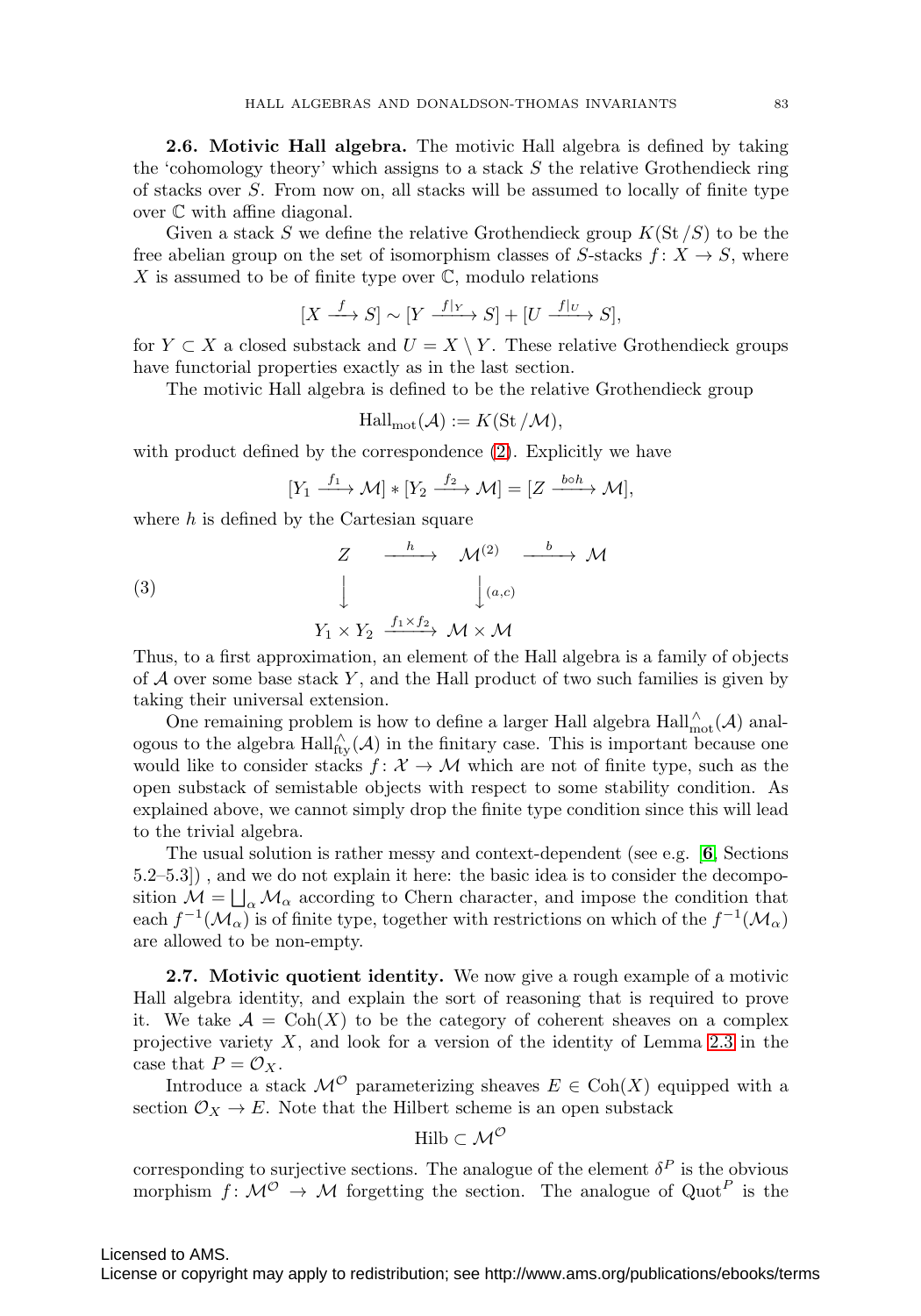**2.6. Motivic Hall algebra.** The motivic Hall algebra is defined by taking the 'cohomology theory' which assigns to a stack $S$ the relative Grothendieck ring of stacks over $S$. From now on, all stacks will be assumed to locally of finite type over $\mathbb{C}$ with affine diagonal.

Given a stack $S$ we define the relative Grothendieck group $K(\mathrm{St}/S)$ to be the free abelian group on the set of isomorphism classes of $S$-stacks $f\colon X \to S$, where $X$ is assumed to be of finite type over $\mathbb{C}$, modulo relations

$$[X \xrightarrow{f} S] \sim [Y \xrightarrow{f|_Y} S] + [U \xrightarrow{f|_U} S],$$

for $Y \subset X$ a closed substack and $U = X \setminus Y$. These relative Grothendieck groups have functorial properties exactly as in the last section.

The motivic Hall algebra is defined to be the relative Grothendieck group

$$\mathrm{Hall}_{\mathrm{mot}}(\mathcal{A}) := K(\mathrm{St}/\mathcal{M}),$$

with product defined by the correspondence (2). Explicitly we have

$$[Y_1 \xrightarrow{f_1} \mathcal{M}] * [Y_2 \xrightarrow{f_2} \mathcal{M}] = [Z \xrightarrow{b \circ h} \mathcal{M}],$$

where $h$ is defined by the Cartesian square

$$\begin{array}{ccccc} Z & \xrightarrow{h} & \mathcal{M}^{(2)} & \xrightarrow{b} & \mathcal{M} \\ \big\downarrow & & \big\downarrow{\scriptstyle (a,c)} & & \\ Y_1 \times Y_2 & \xrightarrow{f_1 \times f_2} & \mathcal{M} \times \mathcal{M} & & \end{array} \tag{3}$$

Thus, to a first approximation, an element of the Hall algebra is a family of objects of $\mathcal{A}$ over some base stack $Y$, and the Hall product of two such families is given by taking their universal extension.

One remaining problem is how to define a larger Hall algebra $\mathrm{Hall}^{\wedge}_{\mathrm{mot}}(\mathcal{A})$ analogous to the algebra $\mathrm{Hall}^{\wedge}_{\mathrm{fty}}(\mathcal{A})$ in the finitary case. This is important because one would like to consider stacks $f\colon \mathcal{X} \to \mathcal{M}$ which are not of finite type, such as the open substack of semistable objects with respect to some stability condition. As explained above, we cannot simply drop the finite type condition since this will lead to the trivial algebra.

The usual solution is rather messy and context-dependent (see e.g. [**6**, Sections 5.2–5.3]) , and we do not explain it here: the basic idea is to consider the decomposition $\mathcal{M} = \bigsqcup_\alpha \mathcal{M}_\alpha$ according to Chern character, and impose the condition that each $f^{-1}(\mathcal{M}_\alpha)$ is of finite type, together with restrictions on which of the $f^{-1}(\mathcal{M}_\alpha)$ are allowed to be non-empty.

**2.7. Motivic quotient identity.** We now give a rough example of a motivic Hall algebra identity, and explain the sort of reasoning that is required to prove it. We take $\mathcal{A} = \mathrm{Coh}(X)$ to be the category of coherent sheaves on a complex projective variety $X$, and look for a version of the identity of Lemma 2.3 in the case that $P = \mathcal{O}_X$.

Introduce a stack $\mathcal{M}^{\mathcal{O}}$ parameterizing sheaves $E \in \mathrm{Coh}(X)$ equipped with a section $\mathcal{O}_X \to E$. Note that the Hilbert scheme is an open substack

$$\mathrm{Hilb} \subset \mathcal{M}^{\mathcal{O}}$$

corresponding to surjective sections. The analogue of the element $\delta^P$ is the obvious morphism $f\colon \mathcal{M}^{\mathcal{O}} \to \mathcal{M}$ forgetting the section. The analogue of $\mathrm{Quot}^P$ is the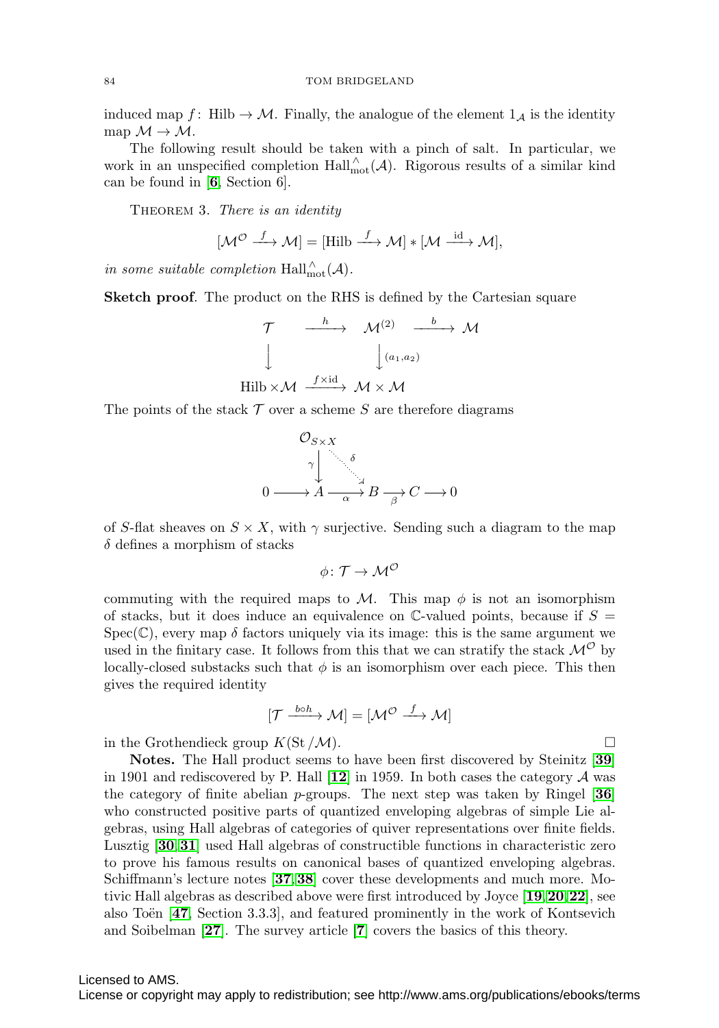induced map $f\colon \operatorname{Hilb} \to \mathcal{M}$. Finally, the analogue of the element $1_{\mathcal{A}}$ is the identity map $\mathcal{M} \to \mathcal{M}$.

The following result should be taken with a pinch of salt. In particular, we work in an unspecified completion $\operatorname{Hall}^{\wedge}_{\mathrm{mot}}(\mathcal{A})$. Rigorous results of a similar kind can be found in [**6**, Section 6].

THEOREM 3. *There is an identity*

$$[\mathcal{M}^{\mathcal{O}} \xrightarrow{f} \mathcal{M}] = [\operatorname{Hilb} \xrightarrow{f} \mathcal{M}] * [\mathcal{M} \xrightarrow{\mathrm{id}} \mathcal{M}],$$

*in some suitable completion* $\operatorname{Hall}^{\wedge}_{\mathrm{mot}}(\mathcal{A})$.

**Sketch proof**. The product on the RHS is defined by the Cartesian square

$$\begin{array}{ccccc} \mathcal{T} & \xrightarrow{h} & \mathcal{M}^{(2)} & \xrightarrow{b} & \mathcal{M} \\ \big\downarrow & & \big\downarrow{\scriptstyle (a_1,a_2)} & & \\ \operatorname{Hilb} \times \mathcal{M} & \xrightarrow{f \times \mathrm{id}} & \mathcal{M} \times \mathcal{M} & & \end{array}$$

The points of the stack $\mathcal{T}$ over a scheme $S$ are therefore diagrams

$$\begin{array}{ccccccccc} & & \mathcal{O}_{S\times X} & & & & & & \\ & & \gamma\big\downarrow & \overset{\delta}{\searrow} & & & & & \\ 0 & \longrightarrow & A & \xrightarrow{\alpha} & B & \xrightarrow{\beta} & C & \longrightarrow & 0 \end{array}$$

of $S$-flat sheaves on $S \times X$, with $\gamma$ surjective. Sending such a diagram to the map $\delta$ defines a morphism of stacks

$$\phi\colon \mathcal{T} \to \mathcal{M}^{\mathcal{O}}$$

commuting with the required maps to $\mathcal{M}$. This map $\phi$ is not an isomorphism of stacks, but it does induce an equivalence on $\mathbb{C}$-valued points, because if $S = \operatorname{Spec}(\mathbb{C})$, every map $\delta$ factors uniquely via its image: this is the same argument we used in the finitary case. It follows from this that we can stratify the stack $\mathcal{M}^{\mathcal{O}}$ by locally-closed substacks such that $\phi$ is an isomorphism over each piece. This then gives the required identity

$$[\mathcal{T} \xrightarrow{b\circ h} \mathcal{M}] = [\mathcal{M}^{\mathcal{O}} \xrightarrow{f} \mathcal{M}]$$

in the Grothendieck group $K(\mathrm{St}/\mathcal{M})$. $\square$

**Notes.** The Hall product seems to have been first discovered by Steinitz [**39**] in 1901 and rediscovered by P. Hall [**12**] in 1959. In both cases the category $\mathcal{A}$ was the category of finite abelian $p$-groups. The next step was taken by Ringel [**36**] who constructed positive parts of quantized enveloping algebras of simple Lie algebras, using Hall algebras of categories of quiver representations over finite fields. Lusztig [**30**,**31**] used Hall algebras of constructible functions in characteristic zero to prove his famous results on canonical bases of quantized enveloping algebras. Schiffmann's lecture notes [**37**,**38**] cover these developments and much more. Motivic Hall algebras as described above were first introduced by Joyce [**19**,**20**,**22**], see also Toën [**47**, Section 3.3.3], and featured prominently in the work of Kontsevich and Soibelman [**27**]. The survey article [**7**] covers the basics of this theory.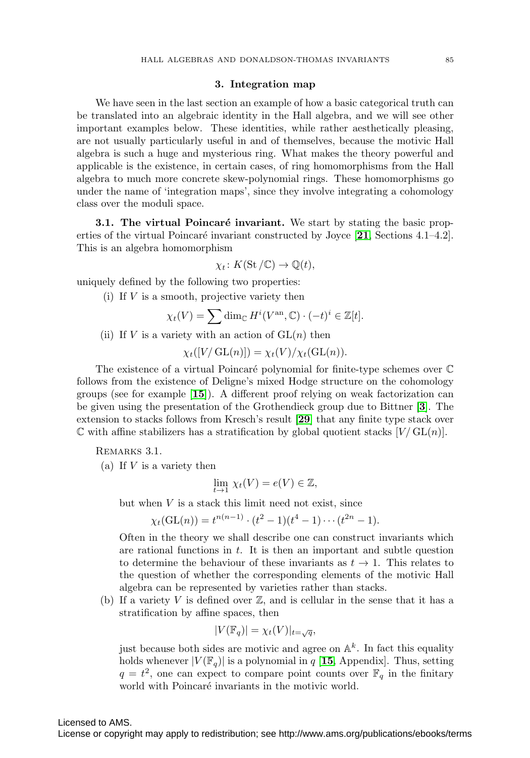## 3. Integration map

We have seen in the last section an example of how a basic categorical truth can be translated into an algebraic identity in the Hall algebra, and we will see other important examples below. These identities, while rather aesthetically pleasing, are not usually particularly useful in and of themselves, because the motivic Hall algebra is such a huge and mysterious ring. What makes the theory powerful and applicable is the existence, in certain cases, of ring homomorphisms from the Hall algebra to much more concrete skew-polynomial rings. These homomorphisms go under the name of 'integration maps', since they involve integrating a cohomology class over the moduli space.

**3.1. The virtual Poincaré invariant.** We start by stating the basic properties of the virtual Poincaré invariant constructed by Joyce [**21**, Sections 4.1–4.2]. This is an algebra homomorphism

$$\chi_t \colon K(\mathrm{St}/\mathbb{C}) \to \mathbb{Q}(t),$$

uniquely defined by the following two properties:

(i) If $V$ is a smooth, projective variety then

$$\chi_t(V) = \sum \dim_{\mathbb{C}} H^i(V^{\mathrm{an}}, \mathbb{C}) \cdot (-t)^i \in \mathbb{Z}[t].$$

(ii) If $V$ is a variety with an action of $\mathrm{GL}(n)$ then

$$\chi_t([V/\mathrm{GL}(n)]) = \chi_t(V)/\chi_t(\mathrm{GL}(n)).$$

The existence of a virtual Poincaré polynomial for finite-type schemes over $\mathbb{C}$ follows from the existence of Deligne's mixed Hodge structure on the cohomology groups (see for example [**15**]). A different proof relying on weak factorization can be given using the presentation of the Grothendieck group due to Bittner [**3**]. The extension to stacks follows from Kresch's result [**29**] that any finite type stack over $\mathbb{C}$ with affine stabilizers has a stratification by global quotient stacks $[V/\mathrm{GL}(n)]$.

Remarks 3.1.

(a) If $V$ is a variety then

$$\lim_{t\to 1} \chi_t(V) = e(V) \in \mathbb{Z},$$

but when $V$ is a stack this limit need not exist, since

$$\chi_t(\mathrm{GL}(n)) = t^{n(n-1)} \cdot (t^2-1)(t^4-1)\cdots(t^{2n}-1).$$

Often in the theory we shall describe one can construct invariants which are rational functions in $t$. It is then an important and subtle question to determine the behaviour of these invariants as $t \to 1$. This relates to the question of whether the corresponding elements of the motivic Hall algebra can be represented by varieties rather than stacks.

(b) If a variety $V$ is defined over $\mathbb{Z}$, and is cellular in the sense that it has a stratification by affine spaces, then

$$|V(\mathbb{F}_q)| = \chi_t(V)|_{t=\sqrt{q}},$$

just because both sides are motivic and agree on $\mathbb{A}^k$. In fact this equality holds whenever $|V(\mathbb{F}_q)|$ is a polynomial in $q$ [**15**, Appendix]. Thus, setting $q = t^2$, one can expect to compare point counts over $\mathbb{F}_q$ in the finitary world with Poincaré invariants in the motivic world.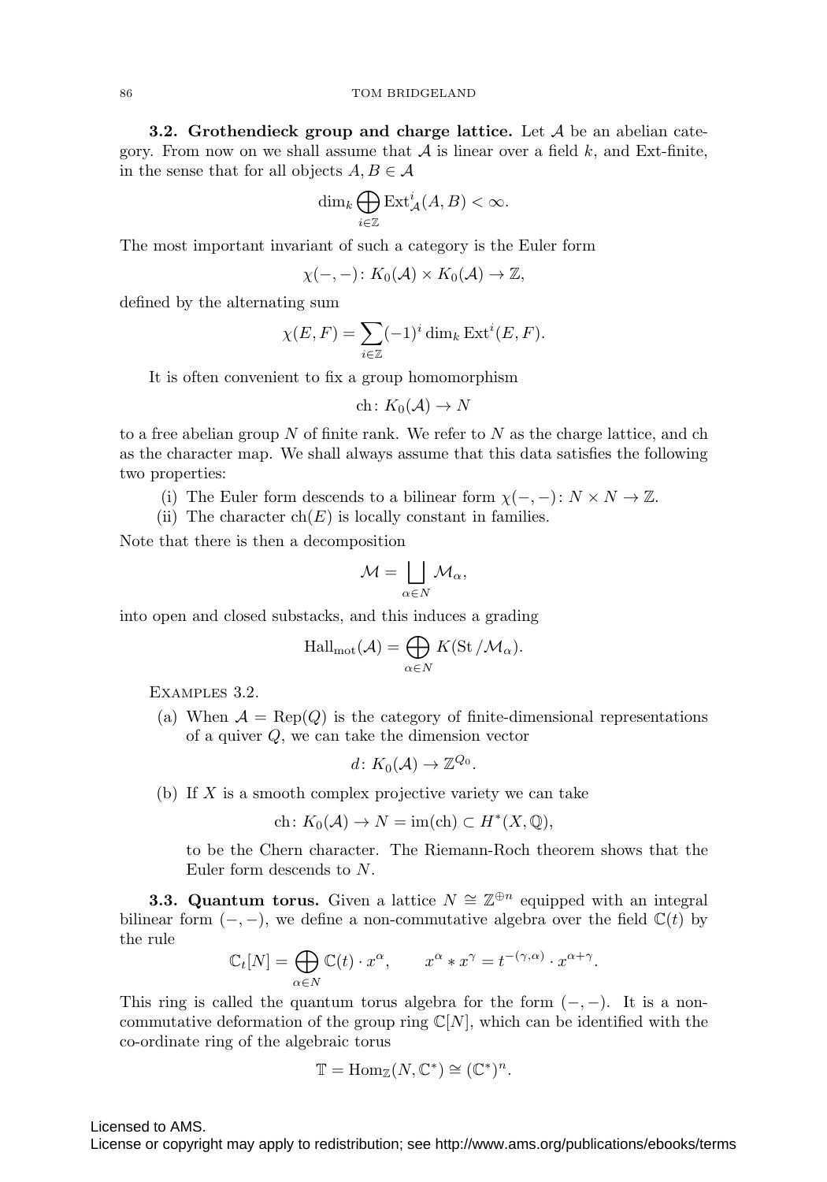**3.2. Grothendieck group and charge lattice.** Let $\mathcal{A}$ be an abelian category. From now on we shall assume that $\mathcal{A}$ is linear over a field $k$, and Ext-finite, in the sense that for all objects $A, B \in \mathcal{A}$

$$\dim_k \bigoplus_{i\in\mathbb{Z}} \operatorname{Ext}^i_{\mathcal{A}}(A,B) < \infty.$$

The most important invariant of such a category is the Euler form

$$\chi(-,-)\colon K_0(\mathcal{A}) \times K_0(\mathcal{A}) \to \mathbb{Z},$$

defined by the alternating sum

$$\chi(E,F) = \sum_{i\in\mathbb{Z}} (-1)^i \dim_k \operatorname{Ext}^i(E,F).$$

It is often convenient to fix a group homomorphism

$$\operatorname{ch}\colon K_0(\mathcal{A}) \to N$$

to a free abelian group $N$ of finite rank. We refer to $N$ as the charge lattice, and ch as the character map. We shall always assume that this data satisfies the following two properties:

(i) The Euler form descends to a bilinear form $\chi(-,-)\colon N \times N \to \mathbb{Z}$.
(ii) The character $\operatorname{ch}(E)$ is locally constant in families.

Note that there is then a decomposition

$$\mathcal{M} = \bigsqcup_{\alpha\in N} \mathcal{M}_\alpha,$$

into open and closed substacks, and this induces a grading

$$\operatorname{Hall}_{\mathrm{mot}}(\mathcal{A}) = \bigoplus_{\alpha\in N} K(\operatorname{St}/\mathcal{M}_\alpha).$$

Examples 3.2.

(a) When $\mathcal{A} = \operatorname{Rep}(Q)$ is the category of finite-dimensional representations of a quiver $Q$, we can take the dimension vector

$$d\colon K_0(\mathcal{A}) \to \mathbb{Z}^{Q_0}.$$

(b) If $X$ is a smooth complex projective variety we can take

$$\operatorname{ch}\colon K_0(\mathcal{A}) \to N = \operatorname{im}(\operatorname{ch}) \subset H^*(X,\mathbb{Q}),$$

to be the Chern character. The Riemann-Roch theorem shows that the Euler form descends to $N$.

**3.3. Quantum torus.** Given a lattice $N \cong \mathbb{Z}^{\oplus n}$ equipped with an integral bilinear form $(-,-)$, we define a non-commutative algebra over the field $\mathbb{C}(t)$ by the rule

$$\mathbb{C}_t[N] = \bigoplus_{\alpha\in N} \mathbb{C}(t)\cdot x^\alpha, \qquad x^\alpha * x^\gamma = t^{-(\gamma,\alpha)} \cdot x^{\alpha+\gamma}.$$

This ring is called the quantum torus algebra for the form $(-,-)$. It is a non-commutative deformation of the group ring $\mathbb{C}[N]$, which can be identified with the co-ordinate ring of the algebraic torus

$$\mathbb{T} = \operatorname{Hom}_{\mathbb{Z}}(N,\mathbb{C}^*) \cong (\mathbb{C}^*)^n.$$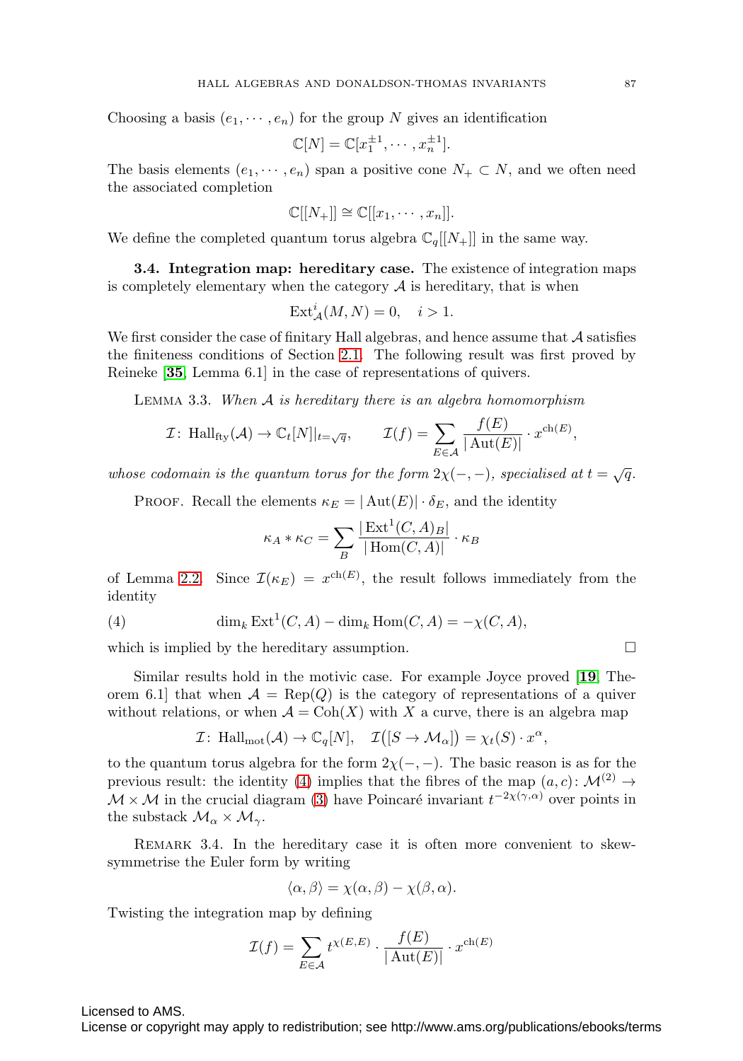Choosing a basis $(e_1, \cdots, e_n)$ for the group $N$ gives an identification

$$\mathbb{C}[N] = \mathbb{C}[x_1^{\pm 1}, \cdots, x_n^{\pm 1}].$$

The basis elements $(e_1, \cdots, e_n)$ span a positive cone $N_+ \subset N$, and we often need the associated completion

$$\mathbb{C}[[N_+]] \cong \mathbb{C}[[x_1, \cdots, x_n]].$$

We define the completed quantum torus algebra $\mathbb{C}_q[[N_+]]$ in the same way.

**3.4. Integration map: hereditary case.** The existence of integration maps is completely elementary when the category $\mathcal{A}$ is hereditary, that is when

$$\operatorname{Ext}^i_{\mathcal{A}}(M, N) = 0, \quad i > 1.$$

We first consider the case of finitary Hall algebras, and hence assume that $\mathcal{A}$ satisfies the finiteness conditions of Section 2.1. The following result was first proved by Reineke [**35**, Lemma 6.1] in the case of representations of quivers.

Lemma 3.3. *When $\mathcal{A}$ is hereditary there is an algebra homomorphism*

$$\mathcal{I}\colon \operatorname{Hall}_{\text{fty}}(\mathcal{A}) \to \mathbb{C}_t[N]|_{t=\sqrt{q}}, \qquad \mathcal{I}(f) = \sum_{E \in \mathcal{A}} \frac{f(E)}{|\operatorname{Aut}(E)|} \cdot x^{\operatorname{ch}(E)},$$

*whose codomain is the quantum torus for the form $2\chi(-,-)$, specialised at $t = \sqrt{q}$.*

Proof. Recall the elements $\kappa_E = |\operatorname{Aut}(E)| \cdot \delta_E$, and the identity

$$\kappa_A * \kappa_C = \sum_B \frac{|\operatorname{Ext}^1(C, A)_B|}{|\operatorname{Hom}(C, A)|} \cdot \kappa_B$$

of Lemma 2.2. Since $\mathcal{I}(\kappa_E) = x^{\operatorname{ch}(E)}$, the result follows immediately from the identity

$$\dim_k \operatorname{Ext}^1(C, A) - \dim_k \operatorname{Hom}(C, A) = -\chi(C, A), \tag{4}$$

which is implied by the hereditary assumption. $\square$

Similar results hold in the motivic case. For example Joyce proved [**19**, Theorem 6.1] that when $\mathcal{A} = \operatorname{Rep}(Q)$ is the category of representations of a quiver without relations, or when $\mathcal{A} = \operatorname{Coh}(X)$ with $X$ a curve, there is an algebra map

$$\mathcal{I}\colon \operatorname{Hall}_{\text{mot}}(\mathcal{A}) \to \mathbb{C}_q[N], \quad \mathcal{I}\big([S \to \mathcal{M}_\alpha]\big) = \chi_t(S) \cdot x^\alpha,$$

to the quantum torus algebra for the form $2\chi(-,-)$. The basic reason is as for the previous result: the identity (4) implies that the fibres of the map $(a, c)\colon \mathcal{M}^{(2)} \to \mathcal{M} \times \mathcal{M}$ in the crucial diagram (3) have Poincaré invariant $t^{-2\chi(\gamma,\alpha)}$ over points in the substack $\mathcal{M}_\alpha \times \mathcal{M}_\gamma$.

Remark 3.4. In the hereditary case it is often more convenient to skew-symmetrise the Euler form by writing

$$\langle \alpha, \beta \rangle = \chi(\alpha, \beta) - \chi(\beta, \alpha).$$

Twisting the integration map by defining

$$\mathcal{I}(f) = \sum_{E \in \mathcal{A}} t^{\chi(E,E)} \cdot \frac{f(E)}{|\operatorname{Aut}(E)|} \cdot x^{\operatorname{ch}(E)}$$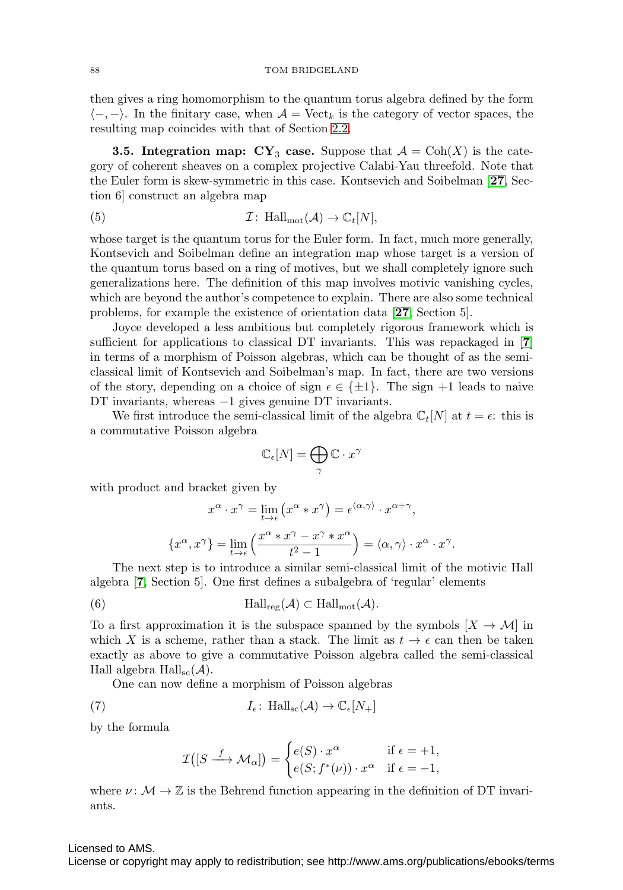then gives a ring homomorphism to the quantum torus algebra defined by the form $\langle -,- \rangle$. In the finitary case, when $\mathcal{A} = \mathrm{Vect}_k$ is the category of vector spaces, the resulting map coincides with that of Section 2.2.

**3.5. Integration map: $\mathbf{CY}_3$ case.** Suppose that $\mathcal{A} = \mathrm{Coh}(X)$ is the category of coherent sheaves on a complex projective Calabi-Yau threefold. Note that the Euler form is skew-symmetric in this case. Kontsevich and Soibelman [**27**, Section 6] construct an algebra map

$$\mathcal{I}\colon \mathrm{Hall}_{\mathrm{mot}}(\mathcal{A}) \to \mathbb{C}_t[N], \tag{5}$$

whose target is the quantum torus for the Euler form. In fact, much more generally, Kontsevich and Soibelman define an integration map whose target is a version of the quantum torus based on a ring of motives, but we shall completely ignore such generalizations here. The definition of this map involves motivic vanishing cycles, which are beyond the author's competence to explain. There are also some technical problems, for example the existence of orientation data [**27**, Section 5].

Joyce developed a less ambitious but completely rigorous framework which is sufficient for applications to classical DT invariants. This was repackaged in [**7**] in terms of a morphism of Poisson algebras, which can be thought of as the semi-classical limit of Kontsevich and Soibelman's map. In fact, there are two versions of the story, depending on a choice of sign $\epsilon \in \{\pm 1\}$. The sign $+1$ leads to naive DT invariants, whereas $-1$ gives genuine DT invariants.

We first introduce the semi-classical limit of the algebra $\mathbb{C}_t[N]$ at $t = \epsilon$: this is a commutative Poisson algebra

$$\mathbb{C}_\epsilon[N] = \bigoplus_\gamma \mathbb{C} \cdot x^\gamma$$

with product and bracket given by

$$x^\alpha \cdot x^\gamma = \lim_{t \to \epsilon} \big( x^\alpha * x^\gamma \big) = \epsilon^{\langle \alpha, \gamma \rangle} \cdot x^{\alpha+\gamma},$$

$$\{x^\alpha, x^\gamma\} = \lim_{t \to \epsilon} \Big( \frac{x^\alpha * x^\gamma - x^\gamma * x^\alpha}{t^2 - 1} \Big) = \langle \alpha, \gamma \rangle \cdot x^\alpha \cdot x^\gamma.$$

The next step is to introduce a similar semi-classical limit of the motivic Hall algebra [**7**, Section 5]. One first defines a subalgebra of 'regular' elements

$$\mathrm{Hall}_{\mathrm{reg}}(\mathcal{A}) \subset \mathrm{Hall}_{\mathrm{mot}}(\mathcal{A}). \tag{6}$$

To a first approximation it is the subspace spanned by the symbols $[X \to \mathcal{M}]$ in which $X$ is a scheme, rather than a stack. The limit as $t \to \epsilon$ can then be taken exactly as above to give a commutative Poisson algebra called the semi-classical Hall algebra $\mathrm{Hall}_{\mathrm{sc}}(\mathcal{A})$.

One can now define a morphism of Poisson algebras

$$I_\epsilon\colon \mathrm{Hall}_{\mathrm{sc}}(\mathcal{A}) \to \mathbb{C}_\epsilon[N_+] \tag{7}$$

by the formula

$$\mathcal{I}\big([S \xrightarrow{\ f\ } \mathcal{M}_\alpha]\big) = \begin{cases} e(S) \cdot x^\alpha & \text{if } \epsilon = +1, \\ e(S; f^*(\nu)) \cdot x^\alpha & \text{if } \epsilon = -1, \end{cases}$$

where $\nu\colon \mathcal{M} \to \mathbb{Z}$ is the Behrend function appearing in the definition of DT invariants.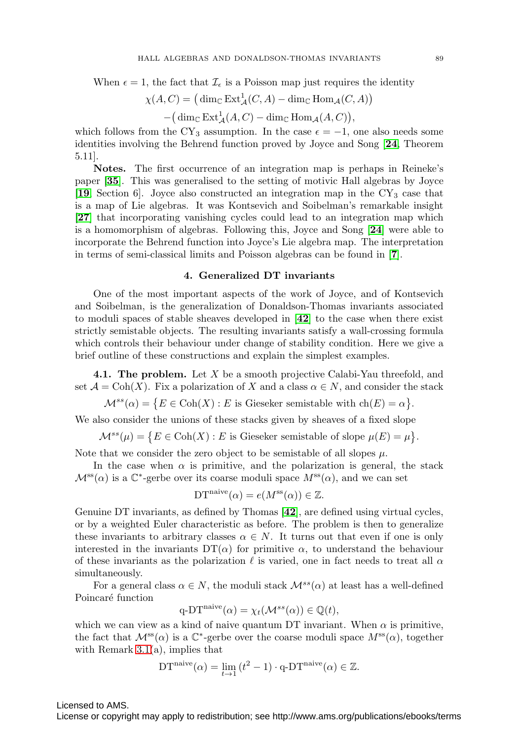When $\epsilon = 1$, the fact that $\mathcal{I}_\epsilon$ is a Poisson map just requires the identity

$$\chi(A, C) = \big(\dim_{\mathbb{C}} \operatorname{Ext}^1_{\mathcal{A}}(C, A) - \dim_{\mathbb{C}} \operatorname{Hom}_{\mathcal{A}}(C, A)\big)$$
$$-\big(\dim_{\mathbb{C}} \operatorname{Ext}^1_{\mathcal{A}}(A, C) - \dim_{\mathbb{C}} \operatorname{Hom}_{\mathcal{A}}(A, C)\big),$$

which follows from the $\mathrm{CY}_3$ assumption. In the case $\epsilon = -1$, one also needs some identities involving the Behrend function proved by Joyce and Song [**24**, Theorem 5.11].

**Notes.** The first occurrence of an integration map is perhaps in Reineke's paper [**35**]. This was generalised to the setting of motivic Hall algebras by Joyce [**19**, Section 6]. Joyce also constructed an integration map in the $\mathrm{CY}_3$ case that is a map of Lie algebras. It was Kontsevich and Soibelman's remarkable insight [**27**] that incorporating vanishing cycles could lead to an integration map which is a homomorphism of algebras. Following this, Joyce and Song [**24**] were able to incorporate the Behrend function into Joyce's Lie algebra map. The interpretation in terms of semi-classical limits and Poisson algebras can be found in [**7**].

## 4. Generalized DT invariants

One of the most important aspects of the work of Joyce, and of Kontsevich and Soibelman, is the generalization of Donaldson-Thomas invariants associated to moduli spaces of stable sheaves developed in [**42**] to the case when there exist strictly semistable objects. The resulting invariants satisfy a wall-crossing formula which controls their behaviour under change of stability condition. Here we give a brief outline of these constructions and explain the simplest examples.

**4.1. The problem.** Let $X$ be a smooth projective Calabi-Yau threefold, and set $\mathcal{A} = \operatorname{Coh}(X)$. Fix a polarization of $X$ and a class $\alpha \in N$, and consider the stack

$$\mathcal{M}^{ss}(\alpha) = \big\{E \in \operatorname{Coh}(X) : E \text{ is Gieseker semistable with } \operatorname{ch}(E) = \alpha\big\}.$$

We also consider the unions of these stacks given by sheaves of a fixed slope

$$\mathcal{M}^{ss}(\mu) = \big\{E \in \operatorname{Coh}(X) : E \text{ is Gieseker semistable of slope } \mu(E) = \mu\big\}.$$

Note that we consider the zero object to be semistable of all slopes $\mu$.

In the case when $\alpha$ is primitive, and the polarization is general, the stack $\mathcal{M}^{\mathrm{ss}}(\alpha)$ is a $\mathbb{C}^*$-gerbe over its coarse moduli space $M^{\mathrm{ss}}(\alpha)$, and we can set

$$\mathrm{DT}^{\mathrm{naive}}(\alpha) = e(M^{\mathrm{ss}}(\alpha)) \in \mathbb{Z}.$$

Genuine DT invariants, as defined by Thomas [**42**], are defined using virtual cycles, or by a weighted Euler characteristic as before. The problem is then to generalize these invariants to arbitrary classes $\alpha \in N$. It turns out that even if one is only interested in the invariants $\mathrm{DT}(\alpha)$ for primitive $\alpha$, to understand the behaviour of these invariants as the polarization $\ell$ is varied, one in fact needs to treat all $\alpha$ simultaneously.

For a general class $\alpha \in N$, the moduli stack $\mathcal{M}^{ss}(\alpha)$ at least has a well-defined Poincaré function

$$\text{q-DT}^{\mathrm{naive}}(\alpha) = \chi_t(\mathcal{M}^{ss}(\alpha)) \in \mathbb{Q}(t),$$

which we can view as a kind of naive quantum DT invariant. When $\alpha$ is primitive, the fact that $\mathcal{M}^{\mathrm{ss}}(\alpha)$ is a $\mathbb{C}^*$-gerbe over the coarse moduli space $M^{\mathrm{ss}}(\alpha)$, together with Remark 3.1(a), implies that

$$\mathrm{DT}^{\mathrm{naive}}(\alpha) = \lim_{t \to 1} (t^2 - 1) \cdot \text{q-DT}^{\mathrm{naive}}(\alpha) \in \mathbb{Z}.$$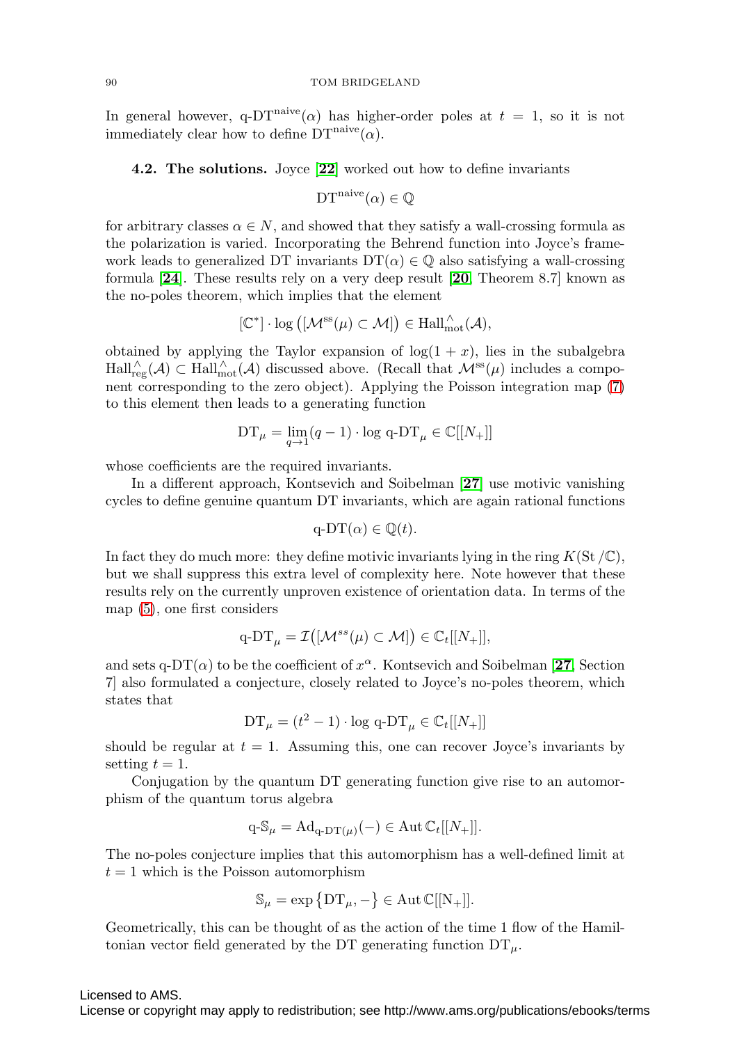In general however, $\text{q-DT}^{\text{naive}}(\alpha)$ has higher-order poles at $t = 1$, so it is not immediately clear how to define $\text{DT}^{\text{naive}}(\alpha)$.

**4.2. The solutions.** Joyce [22] worked out how to define invariants

$$\text{DT}^{\text{naive}}(\alpha) \in \mathbb{Q}$$

for arbitrary classes $\alpha \in N$, and showed that they satisfy a wall-crossing formula as the polarization is varied. Incorporating the Behrend function into Joyce's framework leads to generalized DT invariants $\text{DT}(\alpha) \in \mathbb{Q}$ also satisfying a wall-crossing formula [24]. These results rely on a very deep result [20, Theorem 8.7] known as the no-poles theorem, which implies that the element

$$[\mathbb{C}^*] \cdot \log\left([\mathcal{M}^{\text{ss}}(\mu) \subset \mathcal{M}]\right) \in \text{Hall}^{\wedge}_{\text{mot}}(\mathcal{A}),$$

obtained by applying the Taylor expansion of $\log(1 + x)$, lies in the subalgebra $\text{Hall}^{\wedge}_{\text{reg}}(\mathcal{A}) \subset \text{Hall}^{\wedge}_{\text{mot}}(\mathcal{A})$ discussed above. (Recall that $\mathcal{M}^{\text{ss}}(\mu)$ includes a component corresponding to the zero object). Applying the Poisson integration map (7) to this element then leads to a generating function

$$\text{DT}_{\mu} = \lim_{q \to 1} (q - 1) \cdot \log \text{q-DT}_{\mu} \in \mathbb{C}[[N_+]]$$

whose coefficients are the required invariants.

In a different approach, Kontsevich and Soibelman [27] use motivic vanishing cycles to define genuine quantum DT invariants, which are again rational functions

$$\text{q-DT}(\alpha) \in \mathbb{Q}(t).$$

In fact they do much more: they define motivic invariants lying in the ring $K(\text{St}/\mathbb{C})$, but we shall suppress this extra level of complexity here. Note however that these results rely on the currently unproven existence of orientation data. In terms of the map (5), one first considers

$$\text{q-DT}_{\mu} = \mathcal{I}\big([\mathcal{M}^{ss}(\mu) \subset \mathcal{M}]\big) \in \mathbb{C}_t[[N_+]],$$

and sets $\text{q-DT}(\alpha)$ to be the coefficient of $x^{\alpha}$. Kontsevich and Soibelman [27, Section 7] also formulated a conjecture, closely related to Joyce's no-poles theorem, which states that

$$\text{DT}_{\mu} = (t^2 - 1) \cdot \log \text{q-DT}_{\mu} \in \mathbb{C}_t[[N_+]]$$

should be regular at $t = 1$. Assuming this, one can recover Joyce's invariants by setting $t = 1$.

Conjugation by the quantum DT generating function give rise to an automorphism of the quantum torus algebra

$$\text{q-}\mathbb{S}_{\mu} = \text{Ad}_{\text{q-DT}(\mu)}(-) \in \text{Aut}\, \mathbb{C}_t[[N_+]].$$

The no-poles conjecture implies that this automorphism has a well-defined limit at $t = 1$ which is the Poisson automorphism

$$\mathbb{S}_{\mu} = \exp\left\{\text{DT}_{\mu}, -\right\} \in \text{Aut}\, \mathbb{C}[[\text{N}_+]].$$

Geometrically, this can be thought of as the action of the time 1 flow of the Hamiltonian vector field generated by the DT generating function $\text{DT}_{\mu}$.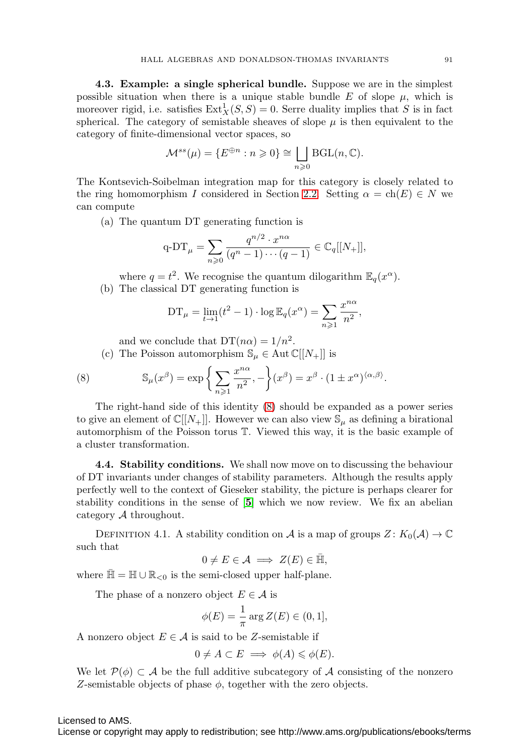**4.3. Example: a single spherical bundle.** Suppose we are in the simplest possible situation when there is a unique stable bundle $E$ of slope $\mu$, which is moreover rigid, i.e. satisfies $\operatorname{Ext}^1_X(S,S)=0$. Serre duality implies that $S$ is in fact spherical. The category of semistable sheaves of slope $\mu$ is then equivalent to the category of finite-dimensional vector spaces, so

$$\mathcal{M}^{ss}(\mu)=\{E^{\oplus n}:n\geqslant 0\}\cong \bigsqcup_{n\geqslant 0}\mathrm{BGL}(n,\mathbb{C}).$$

The Kontsevich-Soibelman integration map for this category is closely related to the ring homomorphism $I$ considered in Section 2.2. Setting $\alpha=\operatorname{ch}(E)\in N$ we can compute

(a) The quantum DT generating function is

$$\text{q-DT}_\mu=\sum_{n\geqslant 0}\frac{q^{n/2}\cdot x^{n\alpha}}{(q^n-1)\cdots(q-1)}\in\mathbb{C}_q[[N_+]],$$

where $q=t^2$. We recognise the quantum dilogarithm $\mathbb{E}_q(x^\alpha)$.

(b) The classical DT generating function is

$$\mathrm{DT}_\mu=\lim_{t\to 1}(t^2-1)\cdot\log\mathbb{E}_q(x^\alpha)=\sum_{n\geqslant 1}\frac{x^{n\alpha}}{n^2},$$

and we conclude that $\mathrm{DT}(n\alpha)=1/n^2$.

(c) The Poisson automorphism $\mathbb{S}_\mu\in\operatorname{Aut}\mathbb{C}[[N_+]]$ is

$$\mathbb{S}_\mu(x^\beta)=\exp\left\{\sum_{n\geqslant 1}\frac{x^{n\alpha}}{n^2},-\right\}(x^\beta)=x^\beta\cdot(1\pm x^\alpha)^{\langle\alpha,\beta\rangle}. \tag{8}$$

The right-hand side of this identity (8) should be expanded as a power series to give an element of $\mathbb{C}[[N_+]]$. However we can also view $\mathbb{S}_\mu$ as defining a birational automorphism of the Poisson torus $\mathbb{T}$. Viewed this way, it is the basic example of a cluster transformation.

**4.4. Stability conditions.** We shall now move on to discussing the behaviour of DT invariants under changes of stability parameters. Although the results apply perfectly well to the context of Gieseker stability, the picture is perhaps clearer for stability conditions in the sense of [**5**] which we now review. We fix an abelian category $\mathcal{A}$ throughout.

Definition 4.1. A stability condition on $\mathcal{A}$ is a map of groups $Z\colon K_0(\mathcal{A})\to\mathbb{C}$ such that

$$0\neq E\in\mathcal{A}\implies Z(E)\in\bar{\mathbb{H}},$$

where $\bar{\mathbb{H}}=\mathbb{H}\cup\mathbb{R}_{<0}$ is the semi-closed upper half-plane.

The phase of a nonzero object $E\in\mathcal{A}$ is

$$\phi(E)=\frac{1}{\pi}\arg Z(E)\in(0,1],$$

A nonzero object $E\in\mathcal{A}$ is said to be $Z$-semistable if

$$0\neq A\subset E\implies\phi(A)\leqslant\phi(E).$$

We let $\mathcal{P}(\phi)\subset\mathcal{A}$ be the full additive subcategory of $\mathcal{A}$ consisting of the nonzero $Z$-semistable objects of phase $\phi$, together with the zero objects.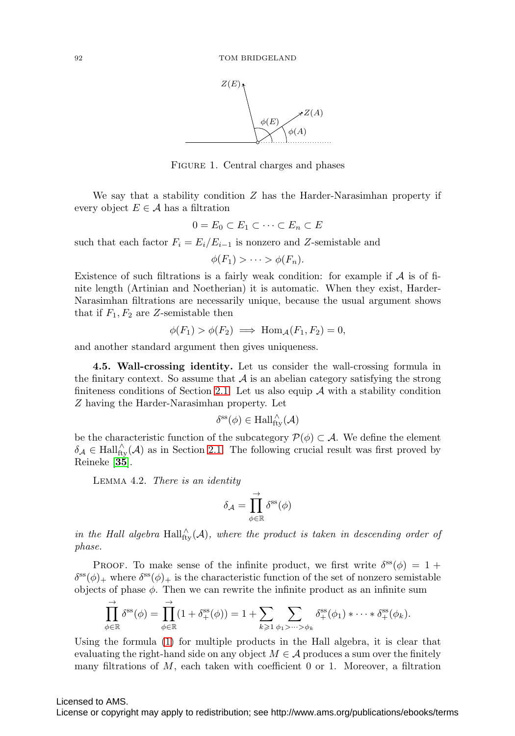FIGURE 1. Central charges and phases

We say that a stability condition $Z$ has the Harder-Narasimhan property if every object $E \in \mathcal{A}$ has a filtration

$$0 = E_0 \subset E_1 \subset \cdots \subset E_n \subset E$$

such that each factor $F_i = E_i/E_{i-1}$ is nonzero and $Z$-semistable and

$$\phi(F_1) > \cdots > \phi(F_n).$$

Existence of such filtrations is a fairly weak condition: for example if $\mathcal{A}$ is of finite length (Artinian and Noetherian) it is automatic. When they exist, Harder-Narasimhan filtrations are necessarily unique, because the usual argument shows that if $F_1, F_2$ are $Z$-semistable then

$$\phi(F_1) > \phi(F_2) \implies \operatorname{Hom}_{\mathcal{A}}(F_1, F_2) = 0,$$

and another standard argument then gives uniqueness.

**4.5. Wall-crossing identity.** Let us consider the wall-crossing formula in the finitary context. So assume that $\mathcal{A}$ is an abelian category satisfying the strong finiteness conditions of Section 2.1. Let us also equip $\mathcal{A}$ with a stability condition $Z$ having the Harder-Narasimhan property. Let

$$\delta^{\mathrm{ss}}(\phi) \in \mathrm{Hall}^{\wedge}_{\mathrm{fty}}(\mathcal{A})$$

be the characteristic function of the subcategory $\mathcal{P}(\phi) \subset \mathcal{A}$. We define the element $\delta_{\mathcal{A}} \in \mathrm{Hall}^{\wedge}_{\mathrm{fty}}(\mathcal{A})$ as in Section 2.1. The following crucial result was first proved by Reineke [**35**].

LEMMA 4.2. *There is an identity*

$$\delta_{\mathcal{A}} = \prod^{\rightarrow}_{\phi \in \mathbb{R}} \delta^{\mathrm{ss}}(\phi)$$

*in the Hall algebra* $\mathrm{Hall}^{\wedge}_{\mathrm{fty}}(\mathcal{A})$*, where the product is taken in descending order of phase.*

PROOF. To make sense of the infinite product, we first write $\delta^{\mathrm{ss}}(\phi) = 1 + \delta^{\mathrm{ss}}(\phi)_+$ where $\delta^{\mathrm{ss}}(\phi)_+$ is the characteristic function of the set of nonzero semistable objects of phase $\phi$. Then we can rewrite the infinite product as an infinite sum

$$\prod^{\rightarrow}_{\phi \in \mathbb{R}} \delta^{\mathrm{ss}}(\phi) = \prod^{\rightarrow}_{\phi \in \mathbb{R}} (1 + \delta^{\mathrm{ss}}_+(\phi)) = 1 + \sum_{k \geqslant 1} \sum_{\phi_1 > \cdots > \phi_k} \delta^{\mathrm{ss}}_+(\phi_1) * \cdots * \delta^{\mathrm{ss}}_+(\phi_k).$$

Using the formula (1) for multiple products in the Hall algebra, it is clear that evaluating the right-hand side on any object $M \in \mathcal{A}$ produces a sum over the finitely many filtrations of $M$, each taken with coefficient 0 or 1. Moreover, a filtration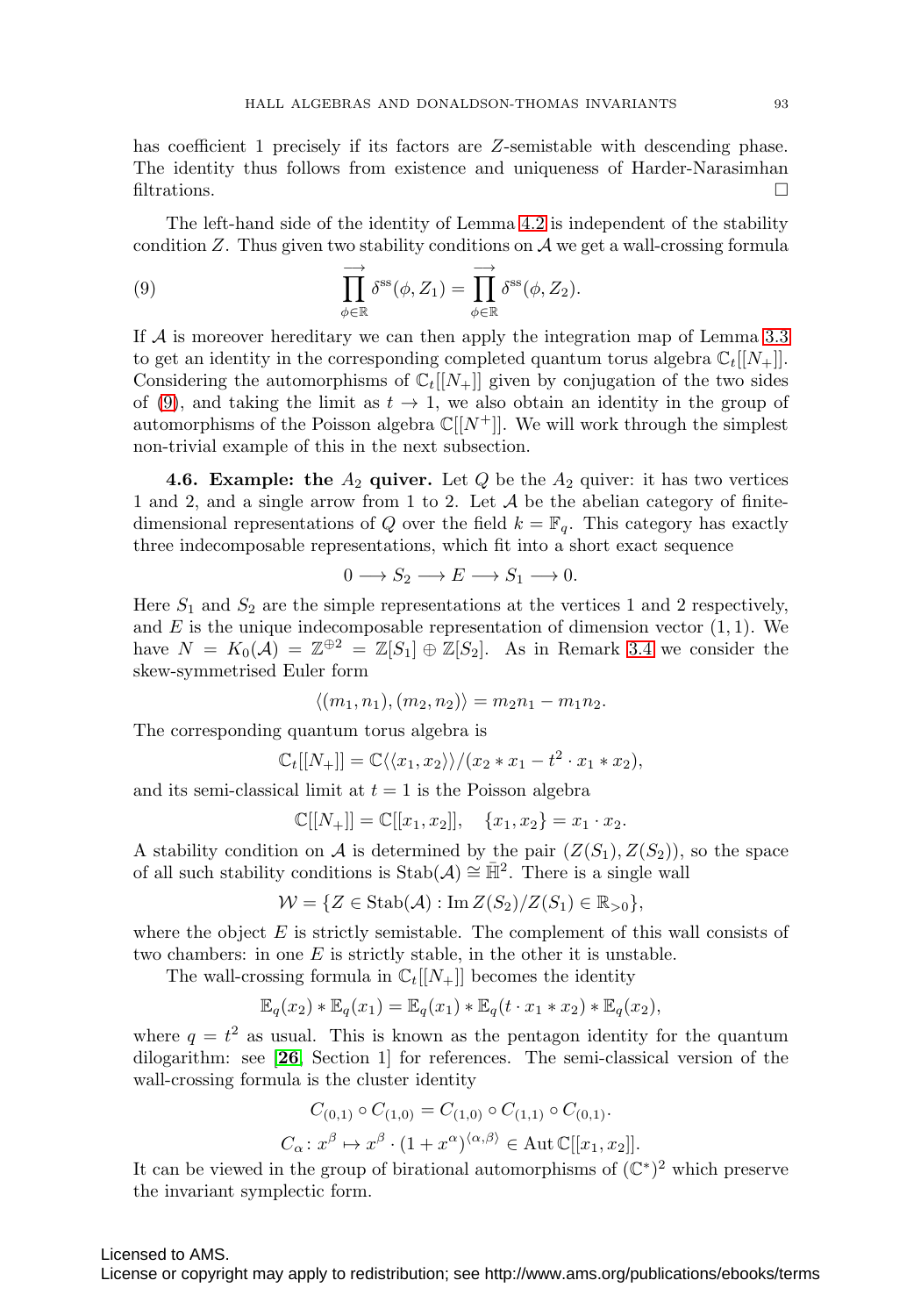has coefficient 1 precisely if its factors are $Z$-semistable with descending phase. The identity thus follows from existence and uniqueness of Harder-Narasimhan filtrations. □

The left-hand side of the identity of Lemma 4.2 is independent of the stability condition $Z$. Thus given two stability conditions on $\mathcal{A}$ we get a wall-crossing formula

$$\overrightarrow{\prod_{\phi\in\mathbb{R}}}\delta^{\mathrm{ss}}(\phi, Z_1) = \overrightarrow{\prod_{\phi\in\mathbb{R}}}\delta^{\mathrm{ss}}(\phi, Z_2). \tag{9}$$

If $\mathcal{A}$ is moreover hereditary we can then apply the integration map of Lemma 3.3 to get an identity in the corresponding completed quantum torus algebra $\mathbb{C}_t[[N_+]]$. Considering the automorphisms of $\mathbb{C}_t[[N_+]]$ given by conjugation of the two sides of (9), and taking the limit as $t \to 1$, we also obtain an identity in the group of automorphisms of the Poisson algebra $\mathbb{C}[[N^+]]$. We will work through the simplest non-trivial example of this in the next subsection.

**4.6. Example: the $A_2$ quiver.** Let $Q$ be the $A_2$ quiver: it has two vertices 1 and 2, and a single arrow from 1 to 2. Let $\mathcal{A}$ be the abelian category of finite-dimensional representations of $Q$ over the field $k = \mathbb{F}_q$. This category has exactly three indecomposable representations, which fit into a short exact sequence

$$0 \longrightarrow S_2 \longrightarrow E \longrightarrow S_1 \longrightarrow 0.$$

Here $S_1$ and $S_2$ are the simple representations at the vertices 1 and 2 respectively, and $E$ is the unique indecomposable representation of dimension vector $(1, 1)$. We have $N = K_0(\mathcal{A}) = \mathbb{Z}^{\oplus 2} = \mathbb{Z}[S_1] \oplus \mathbb{Z}[S_2]$. As in Remark 3.4 we consider the skew-symmetrised Euler form

$$\langle (m_1, n_1), (m_2, n_2)\rangle = m_2 n_1 - m_1 n_2.$$

The corresponding quantum torus algebra is

$$\mathbb{C}_t[[N_+]] = \mathbb{C}\langle\langle x_1, x_2\rangle\rangle/(x_2 * x_1 - t^2 \cdot x_1 * x_2),$$

and its semi-classical limit at $t = 1$ is the Poisson algebra

$$\mathbb{C}[[N_+]] = \mathbb{C}[[x_1, x_2]], \quad \{x_1, x_2\} = x_1 \cdot x_2.$$

A stability condition on $\mathcal{A}$ is determined by the pair $(Z(S_1), Z(S_2))$, so the space of all such stability conditions is $\operatorname{Stab}(\mathcal{A}) \cong \bar{\mathbb{H}}^2$. There is a single wall

$$\mathcal{W} = \{Z \in \operatorname{Stab}(\mathcal{A}) : \operatorname{Im} Z(S_2)/Z(S_1) \in \mathbb{R}_{>0}\},$$

where the object $E$ is strictly semistable. The complement of this wall consists of two chambers: in one $E$ is strictly stable, in the other it is unstable.

The wall-crossing formula in $\mathbb{C}_t[[N_+]]$ becomes the identity

$$\mathbb{E}_q(x_2) * \mathbb{E}_q(x_1) = \mathbb{E}_q(x_1) * \mathbb{E}_q(t \cdot x_1 * x_2) * \mathbb{E}_q(x_2),$$

where $q = t^2$ as usual. This is known as the pentagon identity for the quantum dilogarithm: see [**26**, Section 1] for references. The semi-classical version of the wall-crossing formula is the cluster identity

$$C_{(0,1)} \circ C_{(1,0)} = C_{(1,0)} \circ C_{(1,1)} \circ C_{(0,1)}.$$

$$C_\alpha \colon x^\beta \mapsto x^\beta \cdot (1 + x^\alpha)^{\langle\alpha,\beta\rangle} \in \operatorname{Aut}\mathbb{C}[[x_1, x_2]].$$

It can be viewed in the group of birational automorphisms of $(\mathbb{C}^*)^2$ which preserve the invariant symplectic form.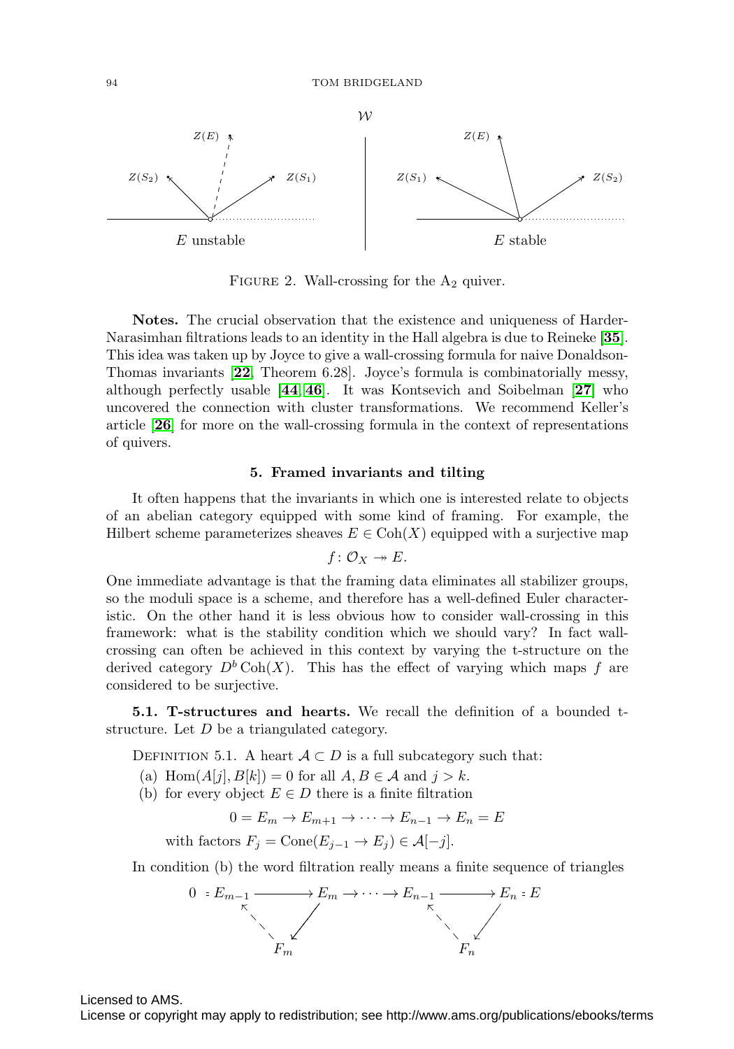FIGURE 2. Wall-crossing for the $A_2$ quiver.

**Notes.** The crucial observation that the existence and uniqueness of Harder-Narasimhan filtrations leads to an identity in the Hall algebra is due to Reineke [**35**]. This idea was taken up by Joyce to give a wall-crossing formula for naive Donaldson-Thomas invariants [**22**, Theorem 6.28]. Joyce's formula is combinatorially messy, although perfectly usable [**44**, **46**]. It was Kontsevich and Soibelman [**27**] who uncovered the connection with cluster transformations. We recommend Keller's article [**26**] for more on the wall-crossing formula in the context of representations of quivers.

## 5. Framed invariants and tilting

It often happens that the invariants in which one is interested relate to objects of an abelian category equipped with some kind of framing. For example, the Hilbert scheme parameterizes sheaves $E \in \operatorname{Coh}(X)$ equipped with a surjective map

$$f\colon \mathcal{O}_X \twoheadrightarrow E.$$

One immediate advantage is that the framing data eliminates all stabilizer groups, so the moduli space is a scheme, and therefore has a well-defined Euler characteristic. On the other hand it is less obvious how to consider wall-crossing in this framework: what is the stability condition which we should vary? In fact wall-crossing can often be achieved in this context by varying the t-structure on the derived category $D^b \operatorname{Coh}(X)$. This has the effect of varying which maps $f$ are considered to be surjective.

**5.1. T-structures and hearts.** We recall the definition of a bounded t-structure. Let $D$ be a triangulated category.

DEFINITION 5.1. A heart $\mathcal{A} \subset D$ is a full subcategory such that:

(a) $\operatorname{Hom}(A[j], B[k]) = 0$ for all $A, B \in \mathcal{A}$ and $j > k$.

(b) for every object $E \in D$ there is a finite filtration

$$0 = E_m \to E_{m+1} \to \cdots \to E_{n-1} \to E_n = E$$

with factors $F_j = \operatorname{Cone}(E_{j-1} \to E_j) \in \mathcal{A}[-j]$.

In condition (b) the word filtration really means a finite sequence of triangles

$$0 = E_{m-1} \longrightarrow E_m \to \cdots \to E_{n-1} \longrightarrow E_n = E$$

with triangles formed by $E_{m-1} \to E_m \to F_m \dashrightarrow E_{m-1}$, ..., $E_{n-1} \to E_n \to F_n \dashrightarrow E_{n-1}$.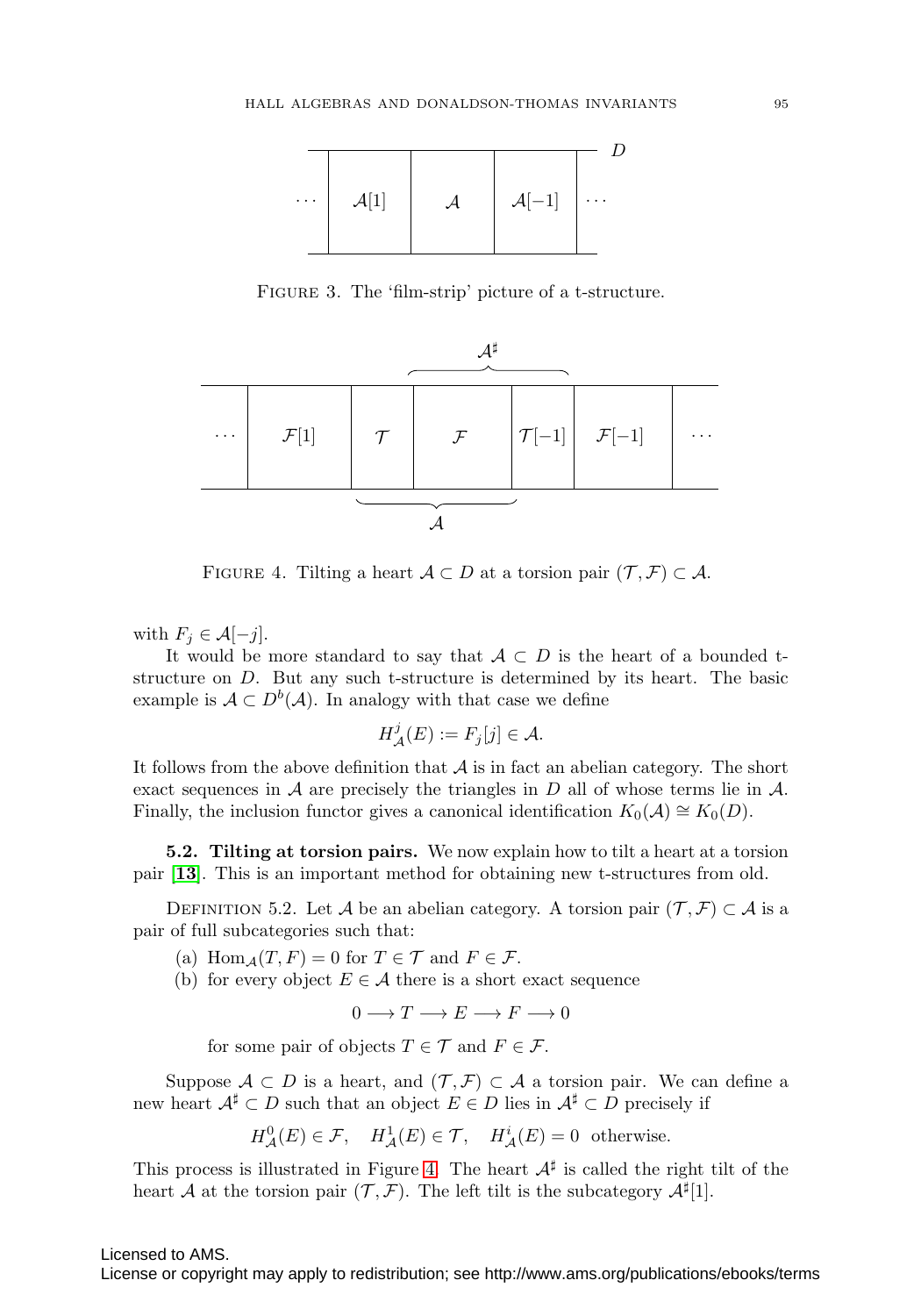FIGURE 3. The 'film-strip' picture of a t-structure.

FIGURE 4. Tilting a heart $\mathcal{A} \subset D$ at a torsion pair $(\mathcal{T}, \mathcal{F}) \subset \mathcal{A}$.

with $F_j \in \mathcal{A}[-j]$.

It would be more standard to say that $\mathcal{A} \subset D$ is the heart of a bounded t-structure on $D$. But any such t-structure is determined by its heart. The basic example is $\mathcal{A} \subset D^b(\mathcal{A})$. In analogy with that case we define

$$H^j_{\mathcal{A}}(E) := F_j[j] \in \mathcal{A}.$$

It follows from the above definition that $\mathcal{A}$ is in fact an abelian category. The short exact sequences in $\mathcal{A}$ are precisely the triangles in $D$ all of whose terms lie in $\mathcal{A}$. Finally, the inclusion functor gives a canonical identification $K_0(\mathcal{A}) \cong K_0(D)$.

**5.2. Tilting at torsion pairs.** We now explain how to tilt a heart at a torsion pair [**13**]. This is an important method for obtaining new t-structures from old.

DEFINITION 5.2. Let $\mathcal{A}$ be an abelian category. A torsion pair $(\mathcal{T}, \mathcal{F}) \subset \mathcal{A}$ is a pair of full subcategories such that:

(a) $\operatorname{Hom}_{\mathcal{A}}(T, F) = 0$ for $T \in \mathcal{T}$ and $F \in \mathcal{F}$.

(b) for every object $E \in \mathcal{A}$ there is a short exact sequence

$$0 \longrightarrow T \longrightarrow E \longrightarrow F \longrightarrow 0$$

for some pair of objects $T \in \mathcal{T}$ and $F \in \mathcal{F}$.

Suppose $\mathcal{A} \subset D$ is a heart, and $(\mathcal{T}, \mathcal{F}) \subset \mathcal{A}$ a torsion pair. We can define a new heart $\mathcal{A}^\sharp \subset D$ such that an object $E \in D$ lies in $\mathcal{A}^\sharp \subset D$ precisely if

$$H^0_{\mathcal{A}}(E) \in \mathcal{F}, \quad H^1_{\mathcal{A}}(E) \in \mathcal{T}, \quad H^i_{\mathcal{A}}(E) = 0 \text{ otherwise.}$$

This process is illustrated in Figure 4. The heart $\mathcal{A}^\sharp$ is called the right tilt of the heart $\mathcal{A}$ at the torsion pair $(\mathcal{T}, \mathcal{F})$. The left tilt is the subcategory $\mathcal{A}^\sharp[1]$.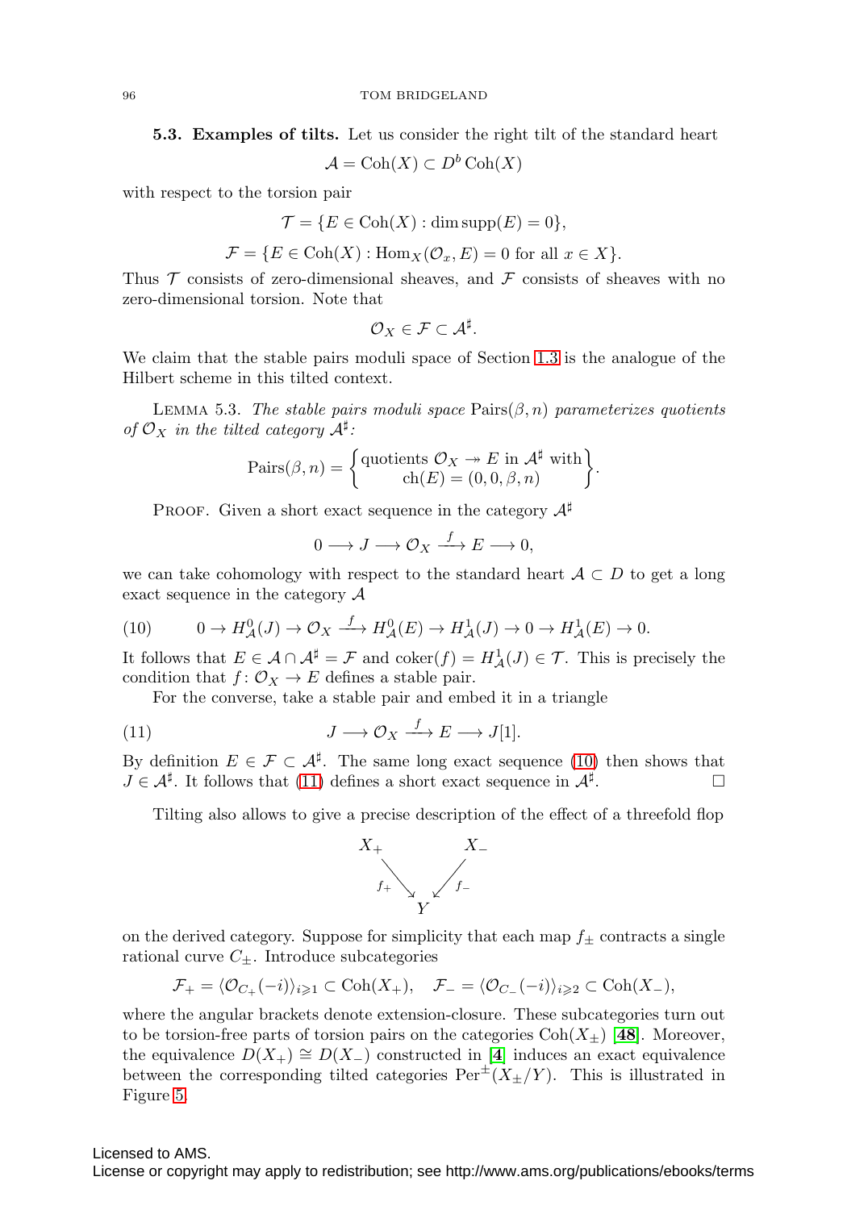**5.3. Examples of tilts.** Let us consider the right tilt of the standard heart

$$\mathcal{A} = \operatorname{Coh}(X) \subset D^b \operatorname{Coh}(X)$$

with respect to the torsion pair

$$\mathcal{T} = \{E \in \operatorname{Coh}(X) : \dim \operatorname{supp}(E) = 0\},$$

$$\mathcal{F} = \{E \in \operatorname{Coh}(X) : \operatorname{Hom}_X(\mathcal{O}_x, E) = 0 \text{ for all } x \in X\}.$$

Thus $\mathcal{T}$ consists of zero-dimensional sheaves, and $\mathcal{F}$ consists of sheaves with no zero-dimensional torsion. Note that

$$\mathcal{O}_X \in \mathcal{F} \subset \mathcal{A}^\sharp.$$

We claim that the stable pairs moduli space of Section 1.3 is the analogue of the Hilbert scheme in this tilted context.

LEMMA 5.3. *The stable pairs moduli space* $\operatorname{Pairs}(\beta, n)$ *parameterizes quotients of* $\mathcal{O}_X$ *in the tilted category* $\mathcal{A}^\sharp$*:*

$$\operatorname{Pairs}(\beta, n) = \left\{ \begin{matrix} \text{quotients } \mathcal{O}_X \twoheadrightarrow E \text{ in } \mathcal{A}^\sharp \text{ with} \\ \operatorname{ch}(E) = (0, 0, \beta, n) \end{matrix} \right\}.$$

PROOF. Given a short exact sequence in the category $\mathcal{A}^\sharp$

$$0 \longrightarrow J \longrightarrow \mathcal{O}_X \xrightarrow{\ f\ } E \longrightarrow 0,$$

we can take cohomology with respect to the standard heart $\mathcal{A} \subset D$ to get a long exact sequence in the category $\mathcal{A}$

$$0 \to H^0_{\mathcal{A}}(J) \to \mathcal{O}_X \xrightarrow{\ f\ } H^0_{\mathcal{A}}(E) \to H^1_{\mathcal{A}}(J) \to 0 \to H^1_{\mathcal{A}}(E) \to 0. \tag{10}$$

It follows that $E \in \mathcal{A} \cap \mathcal{A}^\sharp = \mathcal{F}$ and $\operatorname{coker}(f) = H^1_{\mathcal{A}}(J) \in \mathcal{T}$. This is precisely the condition that $f \colon \mathcal{O}_X \to E$ defines a stable pair.

For the converse, take a stable pair and embed it in a triangle

$$J \longrightarrow \mathcal{O}_X \xrightarrow{\ f\ } E \longrightarrow J[1]. \tag{11}$$

By definition $E \in \mathcal{F} \subset \mathcal{A}^\sharp$. The same long exact sequence (10) then shows that $J \in \mathcal{A}^\sharp$. It follows that (11) defines a short exact sequence in $\mathcal{A}^\sharp$. □

Tilting also allows to give a precise description of the effect of a threefold flop

$$\begin{array}{ccc} X_+ & & X_- \\ & {\scriptstyle f_+}\searrow \quad \swarrow{\scriptstyle f_-} & \\ & Y & \end{array}$$

on the derived category. Suppose for simplicity that each map $f_\pm$ contracts a single rational curve $C_\pm$. Introduce subcategories

$$\mathcal{F}_+ = \langle \mathcal{O}_{C_+}(-i) \rangle_{i \geqslant 1} \subset \operatorname{Coh}(X_+), \quad \mathcal{F}_- = \langle \mathcal{O}_{C_-}(-i) \rangle_{i \geqslant 2} \subset \operatorname{Coh}(X_-),$$

where the angular brackets denote extension-closure. These subcategories turn out to be torsion-free parts of torsion pairs on the categories $\operatorname{Coh}(X_\pm)$ [48]. Moreover, the equivalence $D(X_+) \cong D(X_-)$ constructed in [4] induces an exact equivalence between the corresponding tilted categories $\operatorname{Per}^\pm(X_\pm/Y)$. This is illustrated in Figure 5.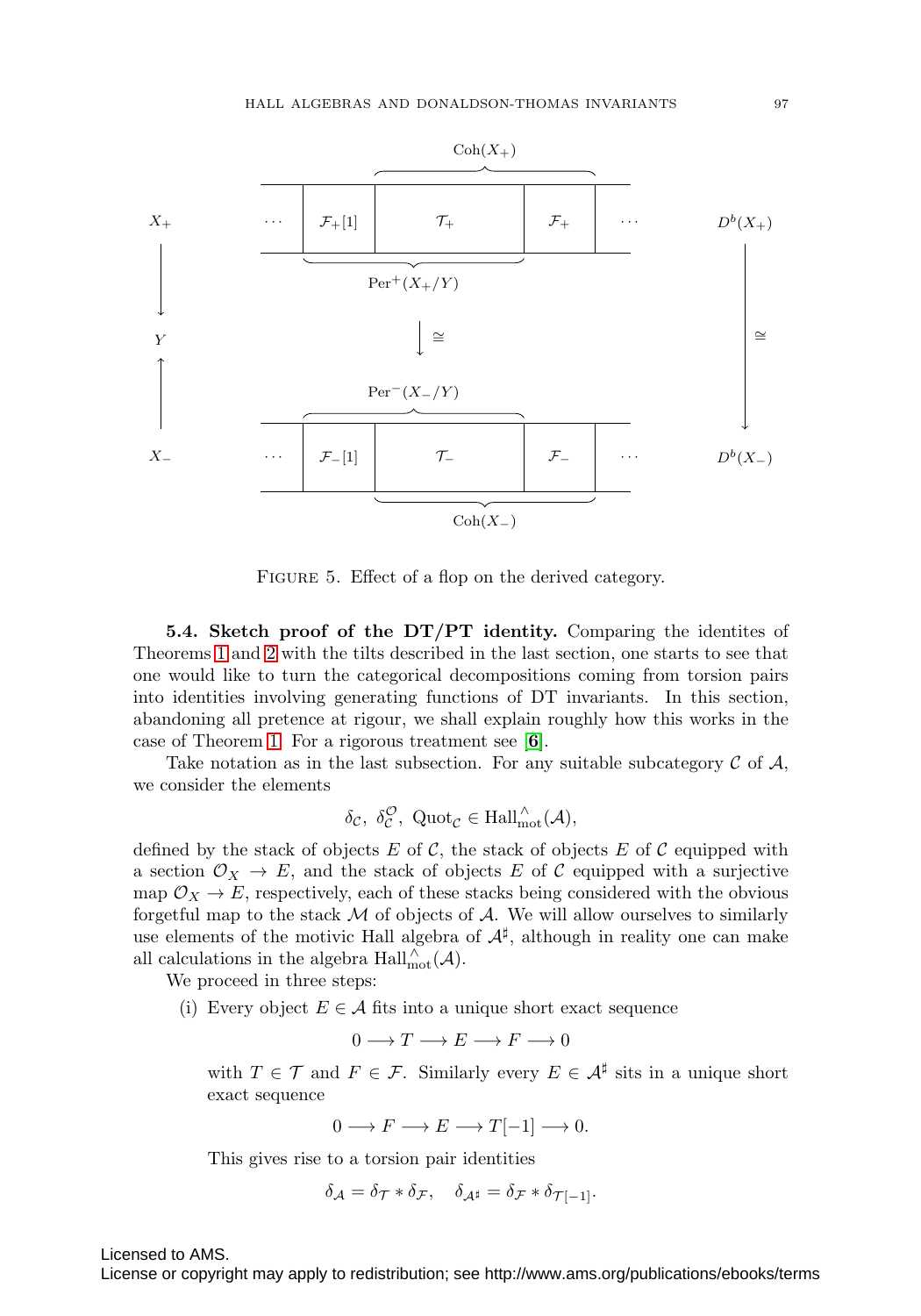FIGURE 5. Effect of a flop on the derived category.

**5.4. Sketch proof of the DT/PT identity.** Comparing the identites of Theorems 1 and 2 with the tilts described in the last section, one starts to see that one would like to turn the categorical decompositions coming from torsion pairs into identities involving generating functions of DT invariants. In this section, abandoning all pretence at rigour, we shall explain roughly how this works in the case of Theorem 1. For a rigorous treatment see [**6**].

Take notation as in the last subsection. For any suitable subcategory $\mathcal{C}$ of $\mathcal{A}$, we consider the elements

$$\delta_{\mathcal{C}},\ \delta_{\mathcal{C}}^{\mathcal{O}},\ \mathrm{Quot}_{\mathcal{C}} \in \mathrm{Hall}^{\wedge}_{\mathrm{mot}}(\mathcal{A}),$$

defined by the stack of objects $E$ of $\mathcal{C}$, the stack of objects $E$ of $\mathcal{C}$ equipped with a section $\mathcal{O}_X \to E$, and the stack of objects $E$ of $\mathcal{C}$ equipped with a surjective map $\mathcal{O}_X \to E$, respectively, each of these stacks being considered with the obvious forgetful map to the stack $\mathcal{M}$ of objects of $\mathcal{A}$. We will allow ourselves to similarly use elements of the motivic Hall algebra of $\mathcal{A}^\sharp$, although in reality one can make all calculations in the algebra $\mathrm{Hall}^{\wedge}_{\mathrm{mot}}(\mathcal{A})$.

We proceed in three steps:

(i) Every object $E \in \mathcal{A}$ fits into a unique short exact sequence

$$0 \longrightarrow T \longrightarrow E \longrightarrow F \longrightarrow 0$$

with $T \in \mathcal{T}$ and $F \in \mathcal{F}$. Similarly every $E \in \mathcal{A}^\sharp$ sits in a unique short exact sequence

$$0 \longrightarrow F \longrightarrow E \longrightarrow T[-1] \longrightarrow 0.$$

This gives rise to a torsion pair identities

$$\delta_{\mathcal{A}} = \delta_{\mathcal{T}} * \delta_{\mathcal{F}}, \quad \delta_{\mathcal{A}^\sharp} = \delta_{\mathcal{F}} * \delta_{\mathcal{T}[-1]}.$$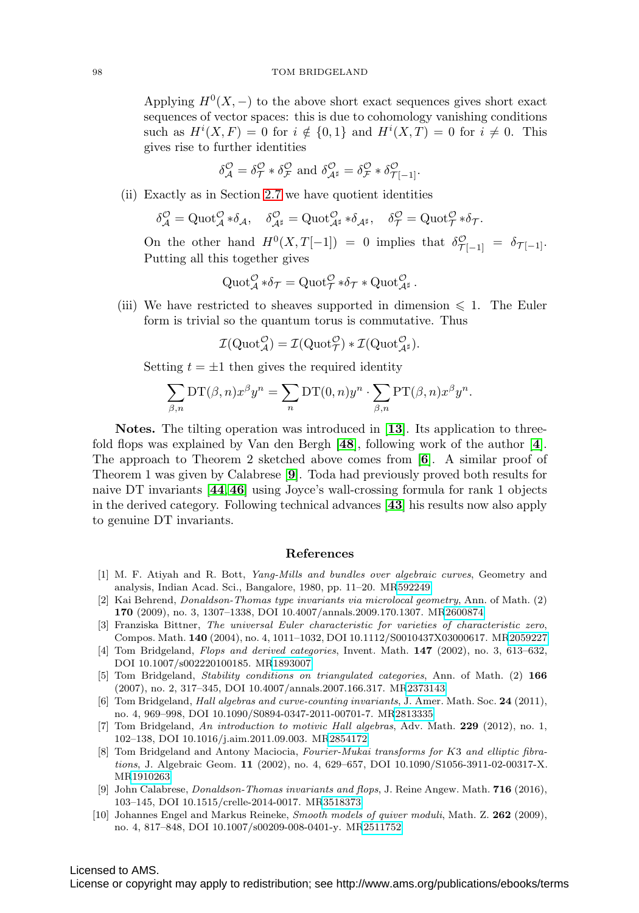Applying $H^0(X,-)$ to the above short exact sequences gives short exact sequences of vector spaces: this is due to cohomology vanishing conditions such as $H^i(X,F)=0$ for $i \notin \{0,1\}$ and $H^i(X,T)=0$ for $i \neq 0$. This gives rise to further identities

$$\delta^{\mathcal{O}}_{\mathcal{A}} = \delta^{\mathcal{O}}_{\mathcal{T}} * \delta^{\mathcal{O}}_{\mathcal{F}} \text{ and } \delta^{\mathcal{O}}_{\mathcal{A}^\sharp} = \delta^{\mathcal{O}}_{\mathcal{F}} * \delta^{\mathcal{O}}_{\mathcal{T}[-1]}.$$

(ii) Exactly as in Section 2.7 we have quotient identities

$$\delta^{\mathcal{O}}_{\mathcal{A}} = \operatorname{Quot}^{\mathcal{O}}_{\mathcal{A}} * \delta_{\mathcal{A}}, \quad \delta^{\mathcal{O}}_{\mathcal{A}^\sharp} = \operatorname{Quot}^{\mathcal{O}}_{\mathcal{A}^\sharp} * \delta_{\mathcal{A}^\sharp}, \quad \delta^{\mathcal{O}}_{\mathcal{T}} = \operatorname{Quot}^{\mathcal{O}}_{\mathcal{T}} * \delta_{\mathcal{T}}.$$

On the other hand $H^0(X, T[-1]) = 0$ implies that $\delta^{\mathcal{O}}_{\mathcal{T}[-1]} = \delta_{\mathcal{T}[-1]}$. Putting all this together gives

$$\operatorname{Quot}^{\mathcal{O}}_{\mathcal{A}} * \delta_{\mathcal{T}} = \operatorname{Quot}^{\mathcal{O}}_{\mathcal{T}} * \delta_{\mathcal{T}} * \operatorname{Quot}^{\mathcal{O}}_{\mathcal{A}^\sharp}.$$

(iii) We have restricted to sheaves supported in dimension $\leqslant 1$. The Euler form is trivial so the quantum torus is commutative. Thus

$$\mathcal{I}(\operatorname{Quot}^{\mathcal{O}}_{\mathcal{A}}) = \mathcal{I}(\operatorname{Quot}^{\mathcal{O}}_{\mathcal{T}}) * \mathcal{I}(\operatorname{Quot}^{\mathcal{O}}_{\mathcal{A}^\sharp}).$$

Setting $t = \pm 1$ then gives the required identity

$$\sum_{\beta,n} \operatorname{DT}(\beta,n) x^\beta y^n = \sum_n \operatorname{DT}(0,n) y^n \cdot \sum_{\beta,n} \operatorname{PT}(\beta,n) x^\beta y^n.$$

**Notes.** The tilting operation was introduced in [**13**]. Its application to threefold flops was explained by Van den Bergh [**48**], following work of the author [**4**]. The approach to Theorem 2 sketched above comes from [**6**]. A similar proof of Theorem 1 was given by Calabrese [**9**]. Toda had previously proved both results for naive DT invariants [**44**,**46**] using Joyce's wall-crossing formula for rank 1 objects in the derived category. Following technical advances [**43**] his results now also apply to genuine DT invariants.

## References

[1] M. F. Atiyah and R. Bott, *Yang-Mills and bundles over algebraic curves*, Geometry and analysis, Indian Acad. Sci., Bangalore, 1980, pp. 11–20. MR592249

[2] Kai Behrend, *Donaldson-Thomas type invariants via microlocal geometry*, Ann. of Math. (2) **170** (2009), no. 3, 1307–1338, DOI 10.4007/annals.2009.170.1307. MR2600874

[3] Franziska Bittner, *The universal Euler characteristic for varieties of characteristic zero*, Compos. Math. **140** (2004), no. 4, 1011–1032, DOI 10.1112/S0010437X03000617. MR2059227

[4] Tom Bridgeland, *Flops and derived categories*, Invent. Math. **147** (2002), no. 3, 613–632, DOI 10.1007/s002220100185. MR1893007

[5] Tom Bridgeland, *Stability conditions on triangulated categories*, Ann. of Math. (2) **166** (2007), no. 2, 317–345, DOI 10.4007/annals.2007.166.317. MR2373143

[6] Tom Bridgeland, *Hall algebras and curve-counting invariants*, J. Amer. Math. Soc. **24** (2011), no. 4, 969–998, DOI 10.1090/S0894-0347-2011-00701-7. MR2813335

[7] Tom Bridgeland, *An introduction to motivic Hall algebras*, Adv. Math. **229** (2012), no. 1, 102–138, DOI 10.1016/j.aim.2011.09.003. MR2854172

[8] Tom Bridgeland and Antony Maciocia, *Fourier-Mukai transforms for K3 and elliptic fibrations*, J. Algebraic Geom. **11** (2002), no. 4, 629–657, DOI 10.1090/S1056-3911-02-00317-X. MR1910263

[9] John Calabrese, *Donaldson-Thomas invariants and flops*, J. Reine Angew. Math. **716** (2016), 103–145, DOI 10.1515/crelle-2014-0017. MR3518373

[10] Johannes Engel and Markus Reineke, *Smooth models of quiver moduli*, Math. Z. **262** (2009), no. 4, 817–848, DOI 10.1007/s00209-008-0401-y. MR2511752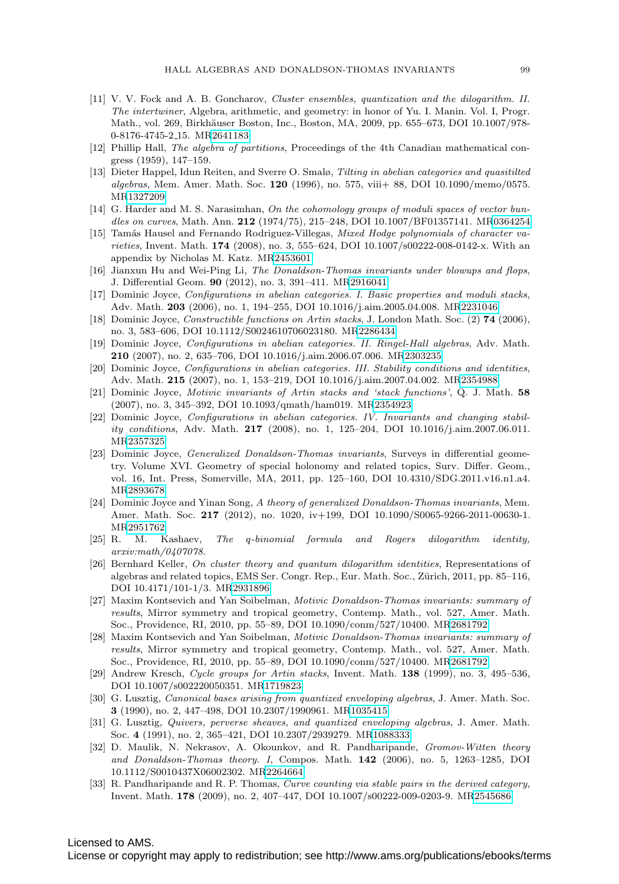[11] V. V. Fock and A. B. Goncharov, *Cluster ensembles, quantization and the dilogarithm. II. The intertwiner*, Algebra, arithmetic, and geometry: in honor of Yu. I. Manin. Vol. I, Progr. Math., vol. 269, Birkhäuser Boston, Inc., Boston, MA, 2009, pp. 655–673, DOI 10.1007/978-0-8176-4745-2_15. MR2641183

[12] Phillip Hall, *The algebra of partitions*, Proceedings of the 4th Canadian mathematical congress (1959), 147–159.

[13] Dieter Happel, Idun Reiten, and Sverre O. Smalø, *Tilting in abelian categories and quasitilted algebras*, Mem. Amer. Math. Soc. **120** (1996), no. 575, viii+ 88, DOI 10.1090/memo/0575. MR1327209

[14] G. Harder and M. S. Narasimhan, *On the cohomology groups of moduli spaces of vector bundles on curves*, Math. Ann. **212** (1974/75), 215–248, DOI 10.1007/BF01357141. MR0364254

[15] Tamás Hausel and Fernando Rodriguez-Villegas, *Mixed Hodge polynomials of character varieties*, Invent. Math. **174** (2008), no. 3, 555–624, DOI 10.1007/s00222-008-0142-x. With an appendix by Nicholas M. Katz. MR2453601

[16] Jianxun Hu and Wei-Ping Li, *The Donaldson-Thomas invariants under blowups and flops*, J. Differential Geom. **90** (2012), no. 3, 391–411. MR2916041

[17] Dominic Joyce, *Configurations in abelian categories. I. Basic properties and moduli stacks*, Adv. Math. **203** (2006), no. 1, 194–255, DOI 10.1016/j.aim.2005.04.008. MR2231046

[18] Dominic Joyce, *Constructible functions on Artin stacks*, J. London Math. Soc. (2) **74** (2006), no. 3, 583–606, DOI 10.1112/S0024610706023180. MR2286434

[19] Dominic Joyce, *Configurations in abelian categories. II. Ringel-Hall algebras*, Adv. Math. **210** (2007), no. 2, 635–706, DOI 10.1016/j.aim.2006.07.006. MR2303235

[20] Dominic Joyce, *Configurations in abelian categories. III. Stability conditions and identities*, Adv. Math. **215** (2007), no. 1, 153–219, DOI 10.1016/j.aim.2007.04.002. MR2354988

[21] Dominic Joyce, *Motivic invariants of Artin stacks and 'stack functions'*, Q. J. Math. **58** (2007), no. 3, 345–392, DOI 10.1093/qmath/ham019. MR2354923

[22] Dominic Joyce, *Configurations in abelian categories. IV. Invariants and changing stability conditions*, Adv. Math. **217** (2008), no. 1, 125–204, DOI 10.1016/j.aim.2007.06.011. MR2357325

[23] Dominic Joyce, *Generalized Donaldson-Thomas invariants*, Surveys in differential geometry. Volume XVI. Geometry of special holonomy and related topics, Surv. Differ. Geom., vol. 16, Int. Press, Somerville, MA, 2011, pp. 125–160, DOI 10.4310/SDG.2011.v16.n1.a4. MR2893678

[24] Dominic Joyce and Yinan Song, *A theory of generalized Donaldson-Thomas invariants*, Mem. Amer. Math. Soc. **217** (2012), no. 1020, iv+199, DOI 10.1090/S0065-9266-2011-00630-1. MR2951762

[25] R. M. Kashaev, *The q-binomial formula and Rogers dilogarithm identity, arxiv:math/0407078.*

[26] Bernhard Keller, *On cluster theory and quantum dilogarithm identities*, Representations of algebras and related topics, EMS Ser. Congr. Rep., Eur. Math. Soc., Zürich, 2011, pp. 85–116, DOI 10.4171/101-1/3. MR2931896

[27] Maxim Kontsevich and Yan Soibelman, *Motivic Donaldson-Thomas invariants: summary of results*, Mirror symmetry and tropical geometry, Contemp. Math., vol. 527, Amer. Math. Soc., Providence, RI, 2010, pp. 55–89, DOI 10.1090/conm/527/10400. MR2681792

[28] Maxim Kontsevich and Yan Soibelman, *Motivic Donaldson-Thomas invariants: summary of results*, Mirror symmetry and tropical geometry, Contemp. Math., vol. 527, Amer. Math. Soc., Providence, RI, 2010, pp. 55–89, DOI 10.1090/conm/527/10400. MR2681792

[29] Andrew Kresch, *Cycle groups for Artin stacks*, Invent. Math. **138** (1999), no. 3, 495–536, DOI 10.1007/s002220050351. MR1719823

[30] G. Lusztig, *Canonical bases arising from quantized enveloping algebras*, J. Amer. Math. Soc. **3** (1990), no. 2, 447–498, DOI 10.2307/1990961. MR1035415

[31] G. Lusztig, *Quivers, perverse sheaves, and quantized enveloping algebras*, J. Amer. Math. Soc. **4** (1991), no. 2, 365–421, DOI 10.2307/2939279. MR1088333

[32] D. Maulik, N. Nekrasov, A. Okounkov, and R. Pandharipande, *Gromov-Witten theory and Donaldson-Thomas theory. I*, Compos. Math. **142** (2006), no. 5, 1263–1285, DOI 10.1112/S0010437X06002302. MR2264664

[33] R. Pandharipande and R. P. Thomas, *Curve counting via stable pairs in the derived category*, Invent. Math. **178** (2009), no. 2, 407–447, DOI 10.1007/s00222-009-0203-9. MR2545686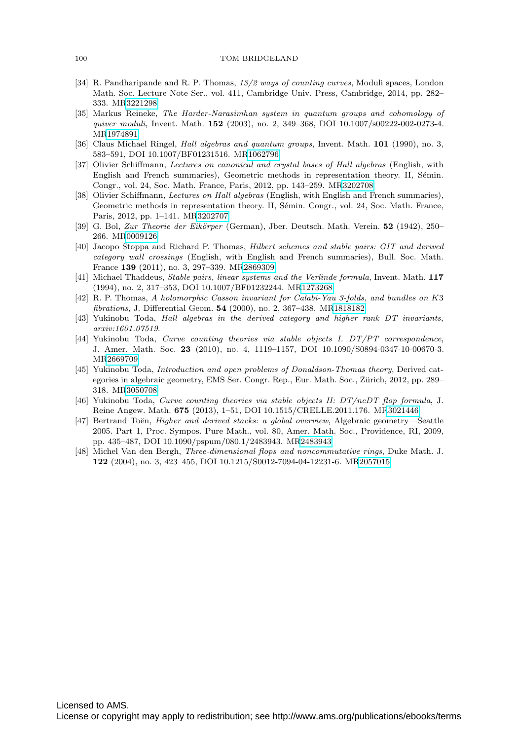- [34] R. Pandharipande and R. P. Thomas, *13/2 ways of counting curves*, Moduli spaces, London Math. Soc. Lecture Note Ser., vol. 411, Cambridge Univ. Press, Cambridge, 2014, pp. 282–333. MR3221298
- [35] Markus Reineke, *The Harder-Narasimhan system in quantum groups and cohomology of quiver moduli*, Invent. Math. **152** (2003), no. 2, 349–368, DOI 10.1007/s00222-002-0273-4. MR1974891
- [36] Claus Michael Ringel, *Hall algebras and quantum groups*, Invent. Math. **101** (1990), no. 3, 583–591, DOI 10.1007/BF01231516. MR1062796
- [37] Olivier Schiffmann, *Lectures on canonical and crystal bases of Hall algebras* (English, with English and French summaries), Geometric methods in representation theory. II, Sémin. Congr., vol. 24, Soc. Math. France, Paris, 2012, pp. 143–259. MR3202708
- [38] Olivier Schiffmann, *Lectures on Hall algebras* (English, with English and French summaries), Geometric methods in representation theory. II, Sémin. Congr., vol. 24, Soc. Math. France, Paris, 2012, pp. 1–141. MR3202707
- [39] G. Bol, *Zur Theorie der Eikörper* (German), Jber. Deutsch. Math. Verein. **52** (1942), 250–266. MR0009126
- [40] Jacopo Stoppa and Richard P. Thomas, *Hilbert schemes and stable pairs: GIT and derived category wall crossings* (English, with English and French summaries), Bull. Soc. Math. France **139** (2011), no. 3, 297–339. MR2869309
- [41] Michael Thaddeus, *Stable pairs, linear systems and the Verlinde formula*, Invent. Math. **117** (1994), no. 2, 317–353, DOI 10.1007/BF01232244. MR1273268
- [42] R. P. Thomas, *A holomorphic Casson invariant for Calabi-Yau 3-folds, and bundles on $K3$ fibrations*, J. Differential Geom. **54** (2000), no. 2, 367–438. MR1818182
- [43] Yukinobu Toda, *Hall algebras in the derived category and higher rank DT invariants, arxiv:1601.07519*.
- [44] Yukinobu Toda, *Curve counting theories via stable objects I. DT/PT correspondence*, J. Amer. Math. Soc. **23** (2010), no. 4, 1119–1157, DOI 10.1090/S0894-0347-10-00670-3. MR2669709
- [45] Yukinobu Toda, *Introduction and open problems of Donaldson-Thomas theory*, Derived categories in algebraic geometry, EMS Ser. Congr. Rep., Eur. Math. Soc., Zürich, 2012, pp. 289–318. MR3050708
- [46] Yukinobu Toda, *Curve counting theories via stable objects II: DT/ncDT flop formula*, J. Reine Angew. Math. **675** (2013), 1–51, DOI 10.1515/CRELLE.2011.176. MR3021446
- [47] Bertrand Toën, *Higher and derived stacks: a global overview*, Algebraic geometry—Seattle 2005. Part 1, Proc. Sympos. Pure Math., vol. 80, Amer. Math. Soc., Providence, RI, 2009, pp. 435–487, DOI 10.1090/pspum/080.1/2483943. MR2483943
- [48] Michel Van den Bergh, *Three-dimensional flops and noncommutative rings*, Duke Math. J. **122** (2004), no. 3, 423–455, DOI 10.1215/S0012-7094-04-12231-6. MR2057015